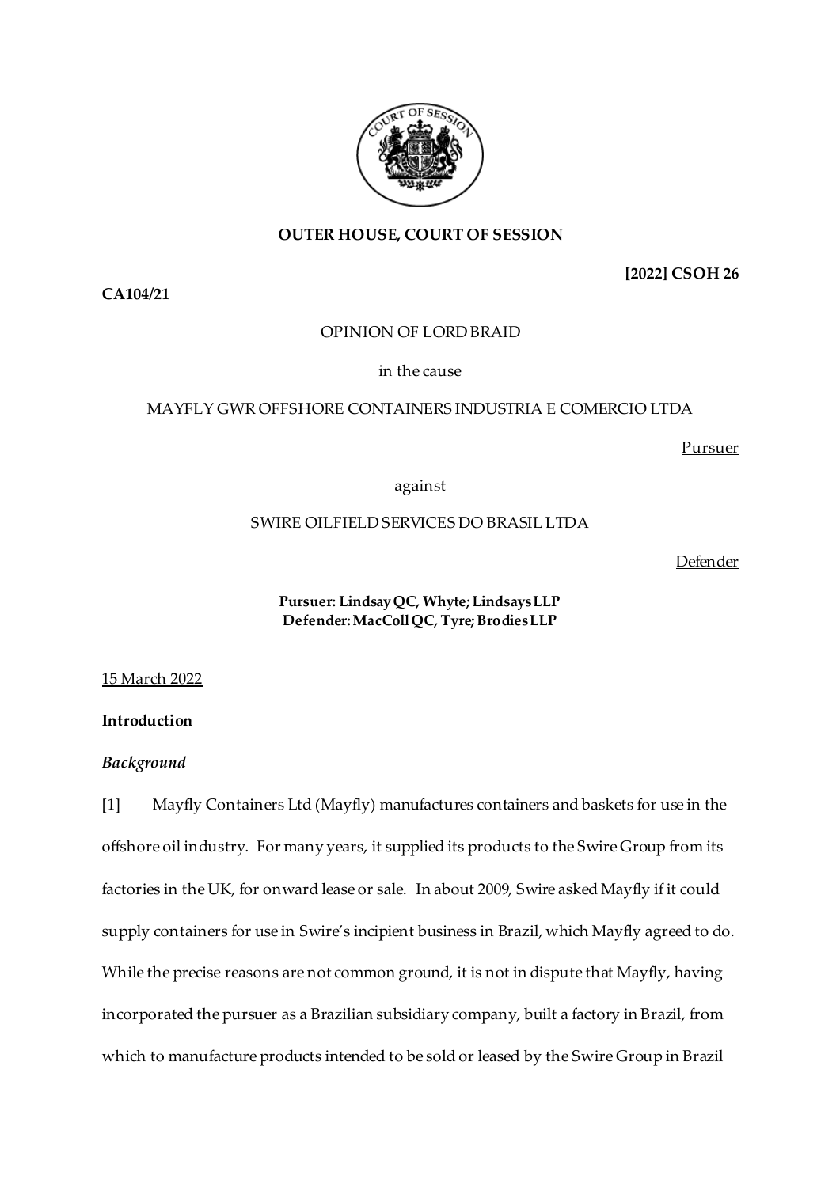**OUTER HOUSE, COURT OF SESSION**

**[2022] CSOH 26**

**CA104/21**

OPINION OF LORD BRAID

in the cause

MAYFLY GWR OFFSHORE CONTAINERS INDUSTRIA E COMERCIO LTDA

Pursuer

against

SWIRE OILFIELD SERVICES DO BRASIL LTDA

Defender

**Pursuer: Lindsay QC, Whyte; Lindsays LLP**
**Defender: MacColl QC, Tyre; Brodies LLP**

15 March 2022

**Introduction**

***Background***

[1] Mayfly Containers Ltd (Mayfly) manufactures containers and baskets for use in the offshore oil industry. For many years, it supplied its products to the Swire Group from its factories in the UK, for onward lease or sale. In about 2009, Swire asked Mayfly if it could supply containers for use in Swire's incipient business in Brazil, which Mayfly agreed to do. While the precise reasons are not common ground, it is not in dispute that Mayfly, having incorporated the pursuer as a Brazilian subsidiary company, built a factory in Brazil, from which to manufacture products intended to be sold or leased by the Swire Group in Brazil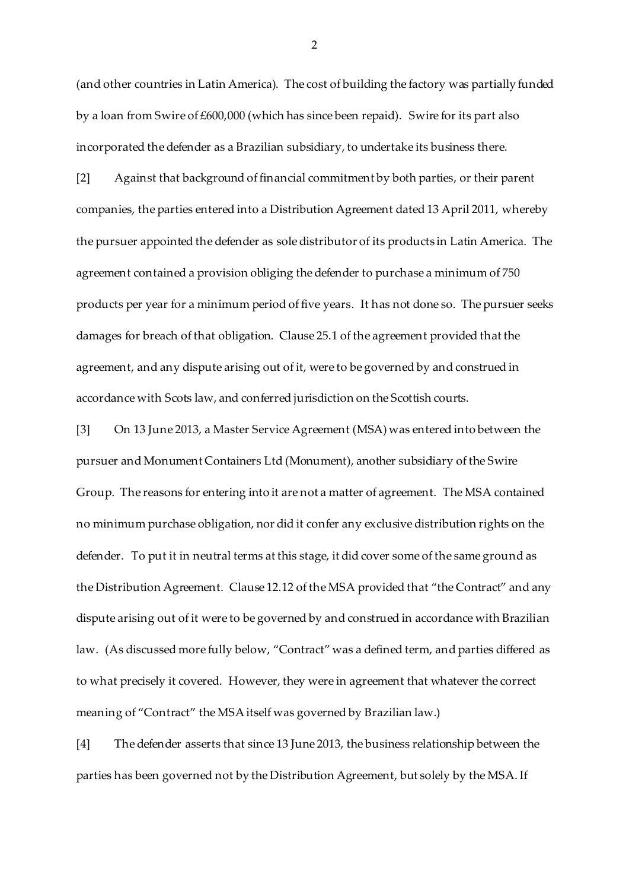(and other countries in Latin America). The cost of building the factory was partially funded by a loan from Swire of £600,000 (which has since been repaid). Swire for its part also incorporated the defender as a Brazilian subsidiary, to undertake its business there.

[2] Against that background of financial commitment by both parties, or their parent companies, the parties entered into a Distribution Agreement dated 13 April 2011, whereby the pursuer appointed the defender as sole distributor of its products in Latin America. The agreement contained a provision obliging the defender to purchase a minimum of 750 products per year for a minimum period of five years. It has not done so. The pursuer seeks damages for breach of that obligation. Clause 25.1 of the agreement provided that the agreement, and any dispute arising out of it, were to be governed by and construed in accordance with Scots law, and conferred jurisdiction on the Scottish courts.

[3] On 13 June 2013, a Master Service Agreement (MSA) was entered into between the pursuer and Monument Containers Ltd (Monument), another subsidiary of the Swire Group. The reasons for entering into it are not a matter of agreement. The MSA contained no minimum purchase obligation, nor did it confer any exclusive distribution rights on the defender. To put it in neutral terms at this stage, it did cover some of the same ground as the Distribution Agreement. Clause 12.12 of the MSA provided that "the Contract" and any dispute arising out of it were to be governed by and construed in accordance with Brazilian law. (As discussed more fully below, "Contract" was a defined term, and parties differed as to what precisely it covered. However, they were in agreement that whatever the correct meaning of "Contract" the MSA itself was governed by Brazilian law.)

[4] The defender asserts that since 13 June 2013, the business relationship between the parties has been governed not by the Distribution Agreement, but solely by the MSA. If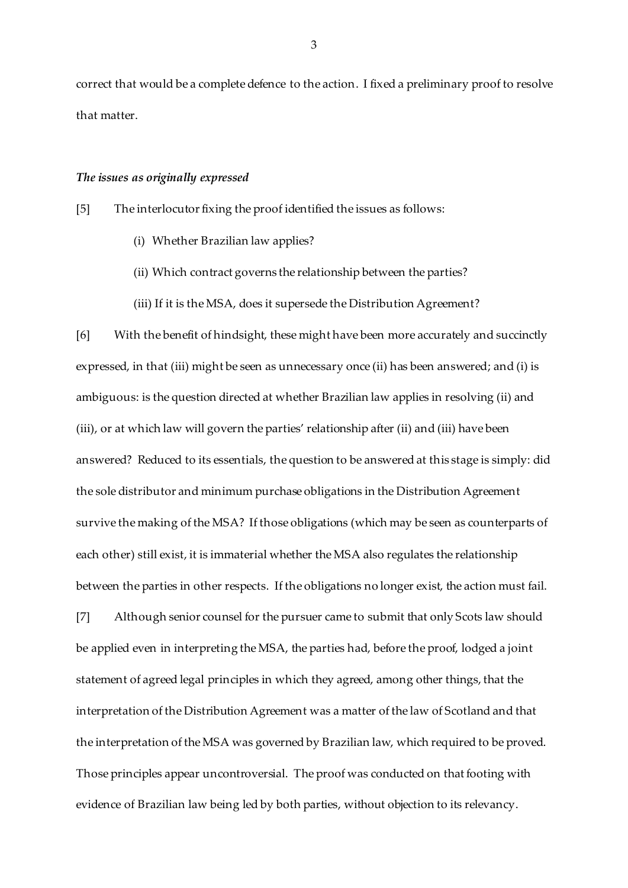correct that would be a complete defence to the action. I fixed a preliminary proof to resolve that matter.

### *The issues as originally expressed*

[5] The interlocutor fixing the proof identified the issues as follows:

(i) Whether Brazilian law applies?

(ii) Which contract governs the relationship between the parties?

(iii) If it is the MSA, does it supersede the Distribution Agreement?

[6] With the benefit of hindsight, these might have been more accurately and succinctly expressed, in that (iii) might be seen as unnecessary once (ii) has been answered; and (i) is ambiguous: is the question directed at whether Brazilian law applies in resolving (ii) and (iii), or at which law will govern the parties' relationship after (ii) and (iii) have been answered? Reduced to its essentials, the question to be answered at this stage is simply: did the sole distributor and minimum purchase obligations in the Distribution Agreement survive the making of the MSA? If those obligations (which may be seen as counterparts of each other) still exist, it is immaterial whether the MSA also regulates the relationship between the parties in other respects. If the obligations no longer exist, the action must fail.

[7] Although senior counsel for the pursuer came to submit that only Scots law should be applied even in interpreting the MSA, the parties had, before the proof, lodged a joint statement of agreed legal principles in which they agreed, among other things, that the interpretation of the Distribution Agreement was a matter of the law of Scotland and that the interpretation of the MSA was governed by Brazilian law, which required to be proved. Those principles appear uncontroversial. The proof was conducted on that footing with evidence of Brazilian law being led by both parties, without objection to its relevancy.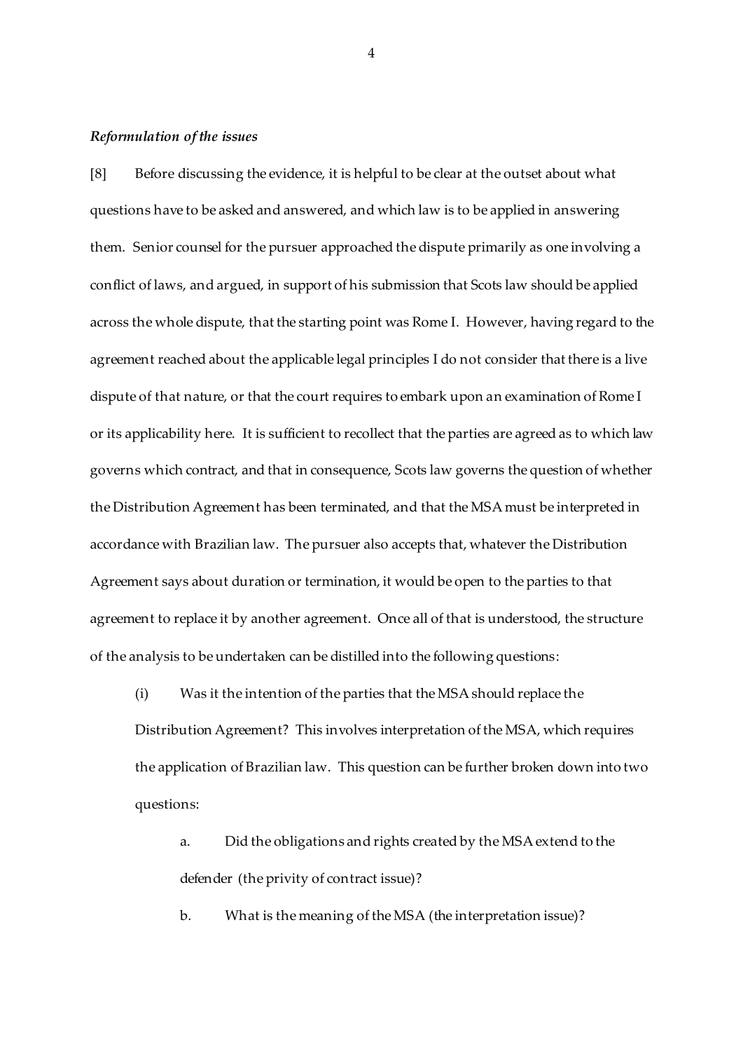*Reformulation of the issues*

[8] Before discussing the evidence, it is helpful to be clear at the outset about what questions have to be asked and answered, and which law is to be applied in answering them. Senior counsel for the pursuer approached the dispute primarily as one involving a conflict of laws, and argued, in support of his submission that Scots law should be applied across the whole dispute, that the starting point was Rome I. However, having regard to the agreement reached about the applicable legal principles I do not consider that there is a live dispute of that nature, or that the court requires to embark upon an examination of Rome I or its applicability here. It is sufficient to recollect that the parties are agreed as to which law governs which contract, and that in consequence, Scots law governs the question of whether the Distribution Agreement has been terminated, and that the MSA must be interpreted in accordance with Brazilian law. The pursuer also accepts that, whatever the Distribution Agreement says about duration or termination, it would be open to the parties to that agreement to replace it by another agreement. Once all of that is understood, the structure of the analysis to be undertaken can be distilled into the following questions:

(i) Was it the intention of the parties that the MSA should replace the Distribution Agreement? This involves interpretation of the MSA, which requires the application of Brazilian law. This question can be further broken down into two questions:

a. Did the obligations and rights created by the MSA extend to the defender (the privity of contract issue)?

b. What is the meaning of the MSA (the interpretation issue)?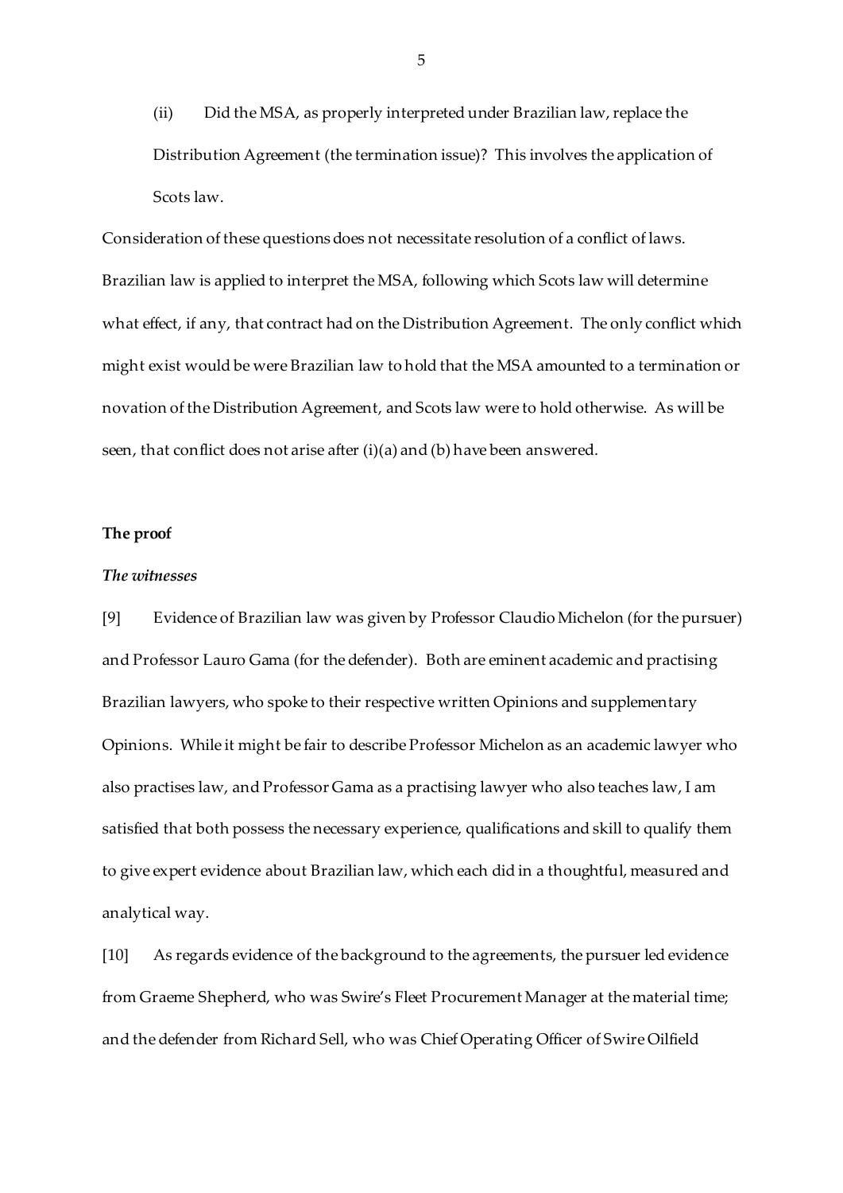(ii) Did the MSA, as properly interpreted under Brazilian law, replace the Distribution Agreement (the termination issue)? This involves the application of Scots law.

Consideration of these questions does not necessitate resolution of a conflict of laws. Brazilian law is applied to interpret the MSA, following which Scots law will determine what effect, if any, that contract had on the Distribution Agreement. The only conflict which might exist would be were Brazilian law to hold that the MSA amounted to a termination or novation of the Distribution Agreement, and Scots law were to hold otherwise. As will be seen, that conflict does not arise after (i)(a) and (b) have been answered.

**The proof**

***The witnesses***

[9] Evidence of Brazilian law was given by Professor Claudio Michelon (for the pursuer) and Professor Lauro Gama (for the defender). Both are eminent academic and practising Brazilian lawyers, who spoke to their respective written Opinions and supplementary Opinions. While it might be fair to describe Professor Michelon as an academic lawyer who also practises law, and Professor Gama as a practising lawyer who also teaches law, I am satisfied that both possess the necessary experience, qualifications and skill to qualify them to give expert evidence about Brazilian law, which each did in a thoughtful, measured and analytical way.

[10] As regards evidence of the background to the agreements, the pursuer led evidence from Graeme Shepherd, who was Swire's Fleet Procurement Manager at the material time; and the defender from Richard Sell, who was Chief Operating Officer of Swire Oilfield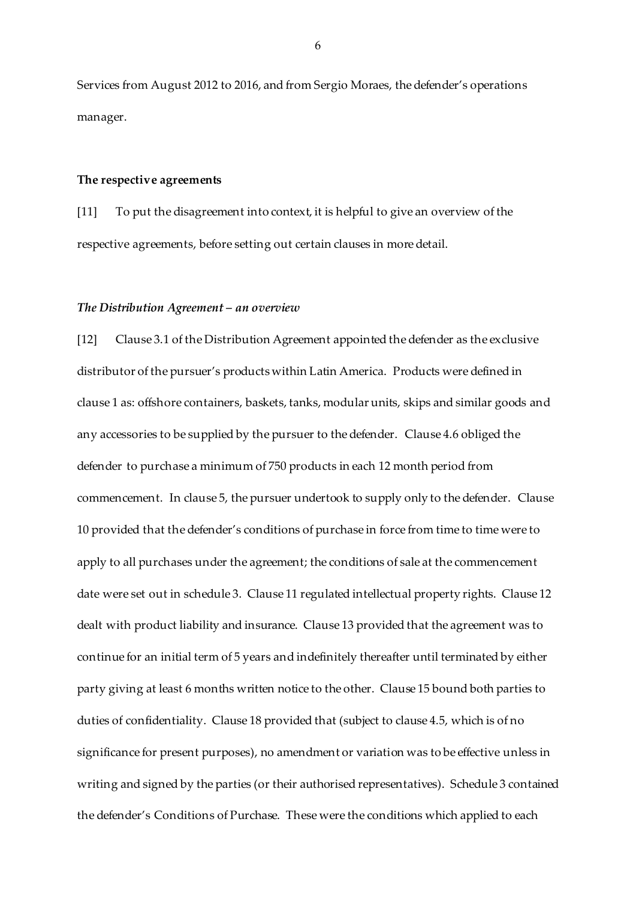Services from August 2012 to 2016, and from Sergio Moraes, the defender's operations manager.

**The respective agreements**

[11] To put the disagreement into context, it is helpful to give an overview of the respective agreements, before setting out certain clauses in more detail.

***The Distribution Agreement – an overview***

[12] Clause 3.1 of the Distribution Agreement appointed the defender as the exclusive distributor of the pursuer's products within Latin America. Products were defined in clause 1 as: offshore containers, baskets, tanks, modular units, skips and similar goods and any accessories to be supplied by the pursuer to the defender. Clause 4.6 obliged the defender to purchase a minimum of 750 products in each 12 month period from commencement. In clause 5, the pursuer undertook to supply only to the defender. Clause 10 provided that the defender's conditions of purchase in force from time to time were to apply to all purchases under the agreement; the conditions of sale at the commencement date were set out in schedule 3. Clause 11 regulated intellectual property rights. Clause 12 dealt with product liability and insurance. Clause 13 provided that the agreement was to continue for an initial term of 5 years and indefinitely thereafter until terminated by either party giving at least 6 months written notice to the other. Clause 15 bound both parties to duties of confidentiality. Clause 18 provided that (subject to clause 4.5, which is of no significance for present purposes), no amendment or variation was to be effective unless in writing and signed by the parties (or their authorised representatives). Schedule 3 contained the defender's Conditions of Purchase. These were the conditions which applied to each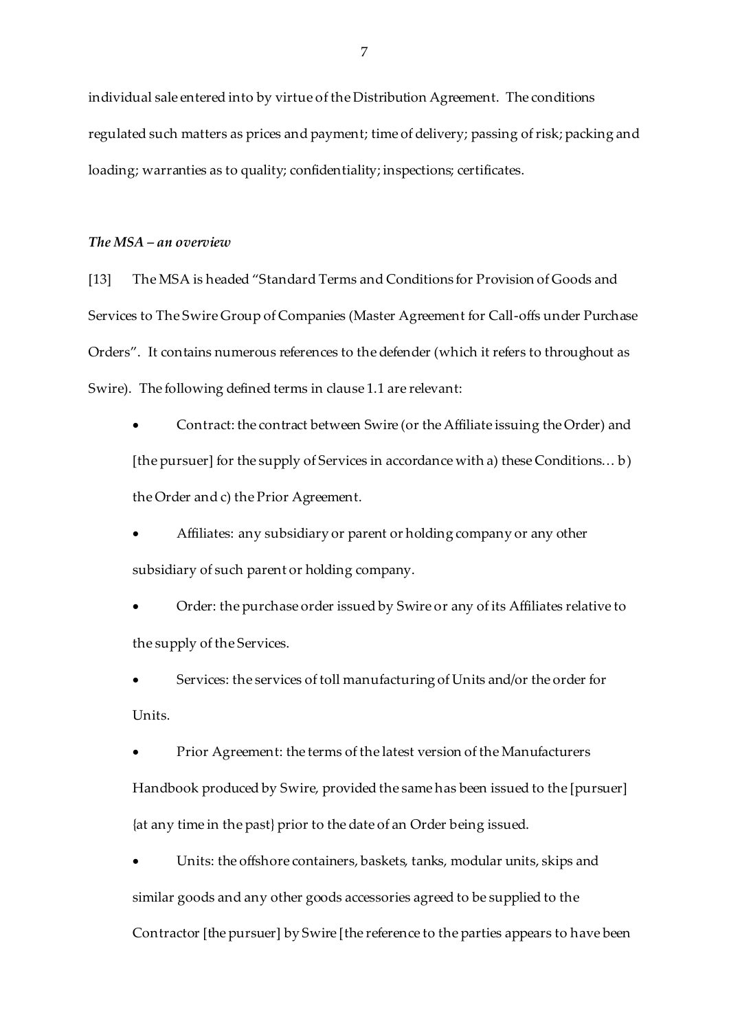individual sale entered into by virtue of the Distribution Agreement. The conditions regulated such matters as prices and payment; time of delivery; passing of risk; packing and loading; warranties as to quality; confidentiality; inspections; certificates.

### *The MSA – an overview*

[13] The MSA is headed "Standard Terms and Conditions for Provision of Goods and Services to The Swire Group of Companies (Master Agreement for Call-offs under Purchase Orders". It contains numerous references to the defender (which it refers to throughout as Swire). The following defined terms in clause 1.1 are relevant:

- Contract: the contract between Swire (or the Affiliate issuing the Order) and [the pursuer] for the supply of Services in accordance with a) these Conditions… b) the Order and c) the Prior Agreement.
- Affiliates: any subsidiary or parent or holding company or any other subsidiary of such parent or holding company.
- Order: the purchase order issued by Swire or any of its Affiliates relative to the supply of the Services.
- Services: the services of toll manufacturing of Units and/or the order for Units.
- Prior Agreement: the terms of the latest version of the Manufacturers Handbook produced by Swire, provided the same has been issued to the [pursuer] {at any time in the past} prior to the date of an Order being issued.
- Units: the offshore containers, baskets, tanks, modular units, skips and similar goods and any other goods accessories agreed to be supplied to the Contractor [the pursuer] by Swire [the reference to the parties appears to have been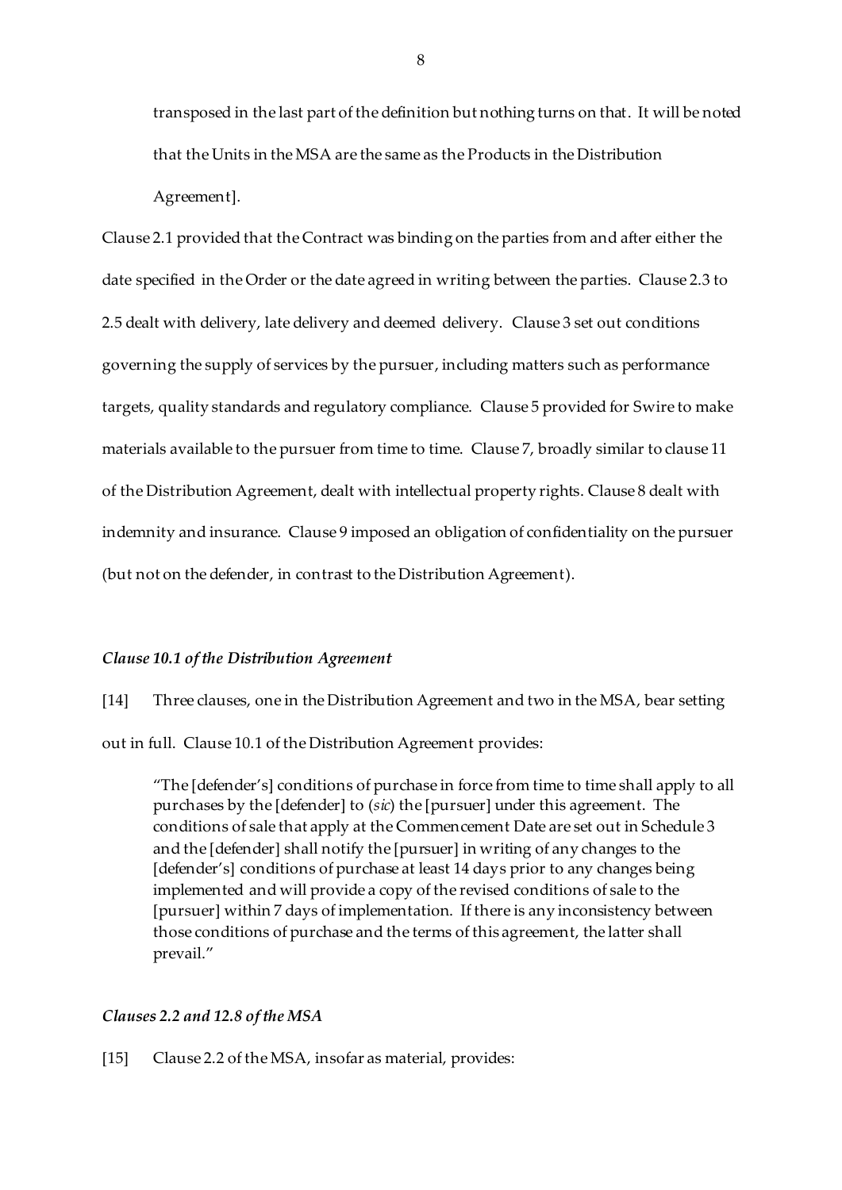transposed in the last part of the definition but nothing turns on that. It will be noted that the Units in the MSA are the same as the Products in the Distribution Agreement].

Clause 2.1 provided that the Contract was binding on the parties from and after either the date specified in the Order or the date agreed in writing between the parties. Clause 2.3 to 2.5 dealt with delivery, late delivery and deemed delivery. Clause 3 set out conditions governing the supply of services by the pursuer, including matters such as performance targets, quality standards and regulatory compliance. Clause 5 provided for Swire to make materials available to the pursuer from time to time. Clause 7, broadly similar to clause 11 of the Distribution Agreement, dealt with intellectual property rights. Clause 8 dealt with indemnity and insurance. Clause 9 imposed an obligation of confidentiality on the pursuer (but not on the defender, in contrast to the Distribution Agreement).

### *Clause 10.1 of the Distribution Agreement*

[14] Three clauses, one in the Distribution Agreement and two in the MSA, bear setting out in full. Clause 10.1 of the Distribution Agreement provides:

> "The [defender's] conditions of purchase in force from time to time shall apply to all purchases by the [defender] to (*sic*) the [pursuer] under this agreement. The conditions of sale that apply at the Commencement Date are set out in Schedule 3 and the [defender] shall notify the [pursuer] in writing of any changes to the [defender's] conditions of purchase at least 14 days prior to any changes being implemented and will provide a copy of the revised conditions of sale to the [pursuer] within 7 days of implementation. If there is any inconsistency between those conditions of purchase and the terms of this agreement, the latter shall prevail."

### *Clauses 2.2 and 12.8 of the MSA*

[15] Clause 2.2 of the MSA, insofar as material, provides: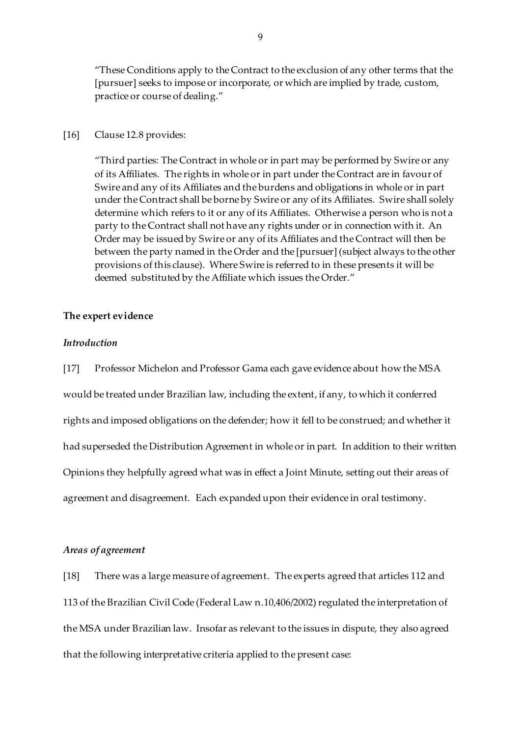> "These Conditions apply to the Contract to the exclusion of any other terms that the [pursuer] seeks to impose or incorporate, or which are implied by trade, custom, practice or course of dealing."

[16] Clause 12.8 provides:

> "Third parties: The Contract in whole or in part may be performed by Swire or any of its Affiliates. The rights in whole or in part under the Contract are in favour of Swire and any of its Affiliates and the burdens and obligations in whole or in part under the Contract shall be borne by Swire or any of its Affiliates. Swire shall solely determine which refers to it or any of its Affiliates. Otherwise a person who is not a party to the Contract shall not have any rights under or in connection with it. An Order may be issued by Swire or any of its Affiliates and the Contract will then be between the party named in the Order and the [pursuer] (subject always to the other provisions of this clause). Where Swire is referred to in these presents it will be deemed substituted by the Affiliate which issues the Order."

## The expert evidence

### *Introduction*

[17] Professor Michelon and Professor Gama each gave evidence about how the MSA would be treated under Brazilian law, including the extent, if any, to which it conferred rights and imposed obligations on the defender; how it fell to be construed; and whether it had superseded the Distribution Agreement in whole or in part. In addition to their written Opinions they helpfully agreed what was in effect a Joint Minute, setting out their areas of agreement and disagreement. Each expanded upon their evidence in oral testimony.

### *Areas of agreement*

[18] There was a large measure of agreement. The experts agreed that articles 112 and 113 of the Brazilian Civil Code (Federal Law n.10,406/2002) regulated the interpretation of the MSA under Brazilian law. Insofar as relevant to the issues in dispute, they also agreed that the following interpretative criteria applied to the present case: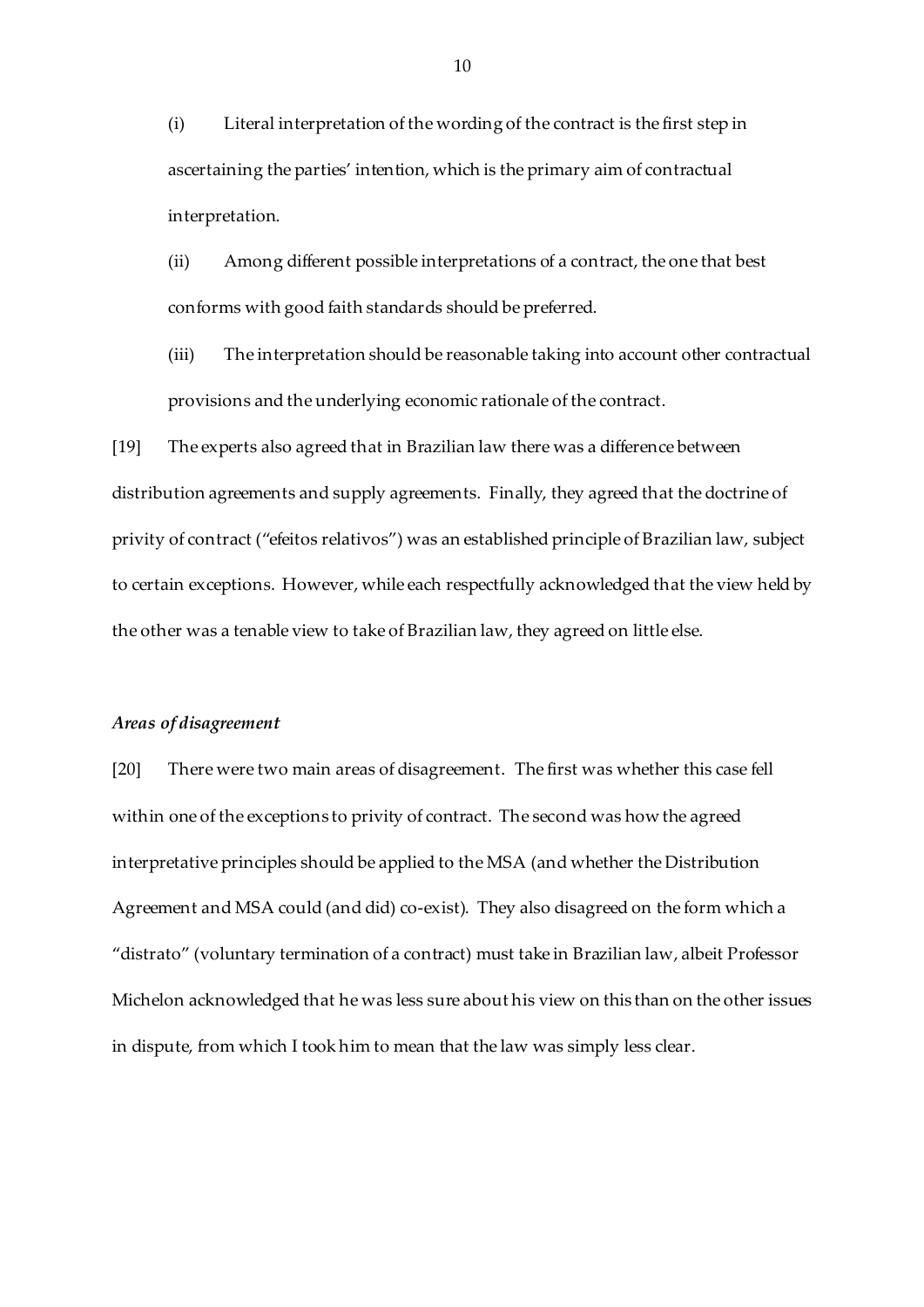(i) Literal interpretation of the wording of the contract is the first step in ascertaining the parties' intention, which is the primary aim of contractual interpretation.

(ii) Among different possible interpretations of a contract, the one that best conforms with good faith standards should be preferred.

(iii) The interpretation should be reasonable taking into account other contractual provisions and the underlying economic rationale of the contract.

[19] The experts also agreed that in Brazilian law there was a difference between distribution agreements and supply agreements. Finally, they agreed that the doctrine of privity of contract ("efeitos relativos") was an established principle of Brazilian law, subject to certain exceptions. However, while each respectfully acknowledged that the view held by the other was a tenable view to take of Brazilian law, they agreed on little else.

### *Areas of disagreement*

[20] There were two main areas of disagreement. The first was whether this case fell within one of the exceptions to privity of contract. The second was how the agreed interpretative principles should be applied to the MSA (and whether the Distribution Agreement and MSA could (and did) co-exist). They also disagreed on the form which a "distrato" (voluntary termination of a contract) must take in Brazilian law, albeit Professor Michelon acknowledged that he was less sure about his view on this than on the other issues in dispute, from which I took him to mean that the law was simply less clear.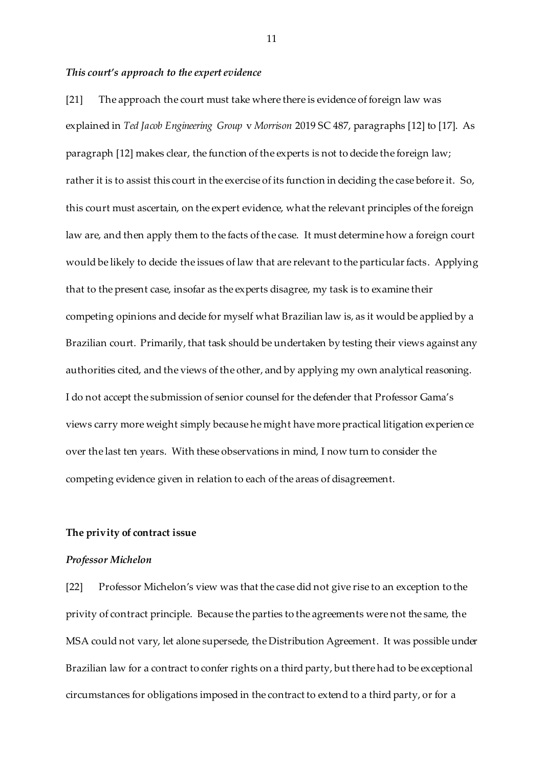### *This court's approach to the expert evidence*

[21] The approach the court must take where there is evidence of foreign law was explained in *Ted Jacob Engineering Group* v *Morrison* 2019 SC 487, paragraphs [12] to [17]. As paragraph [12] makes clear, the function of the experts is not to decide the foreign law; rather it is to assist this court in the exercise of its function in deciding the case before it. So, this court must ascertain, on the expert evidence, what the relevant principles of the foreign law are, and then apply them to the facts of the case. It must determine how a foreign court would be likely to decide the issues of law that are relevant to the particular facts. Applying that to the present case, insofar as the experts disagree, my task is to examine their competing opinions and decide for myself what Brazilian law is, as it would be applied by a Brazilian court. Primarily, that task should be undertaken by testing their views against any authorities cited, and the views of the other, and by applying my own analytical reasoning. I do not accept the submission of senior counsel for the defender that Professor Gama's views carry more weight simply because he might have more practical litigation experience over the last ten years. With these observations in mind, I now turn to consider the competing evidence given in relation to each of the areas of disagreement.

## The privity of contract issue

### *Professor Michelon*

[22] Professor Michelon's view was that the case did not give rise to an exception to the privity of contract principle. Because the parties to the agreements were not the same, the MSA could not vary, let alone supersede, the Distribution Agreement. It was possible under Brazilian law for a contract to confer rights on a third party, but there had to be exceptional circumstances for obligations imposed in the contract to extend to a third party, or for a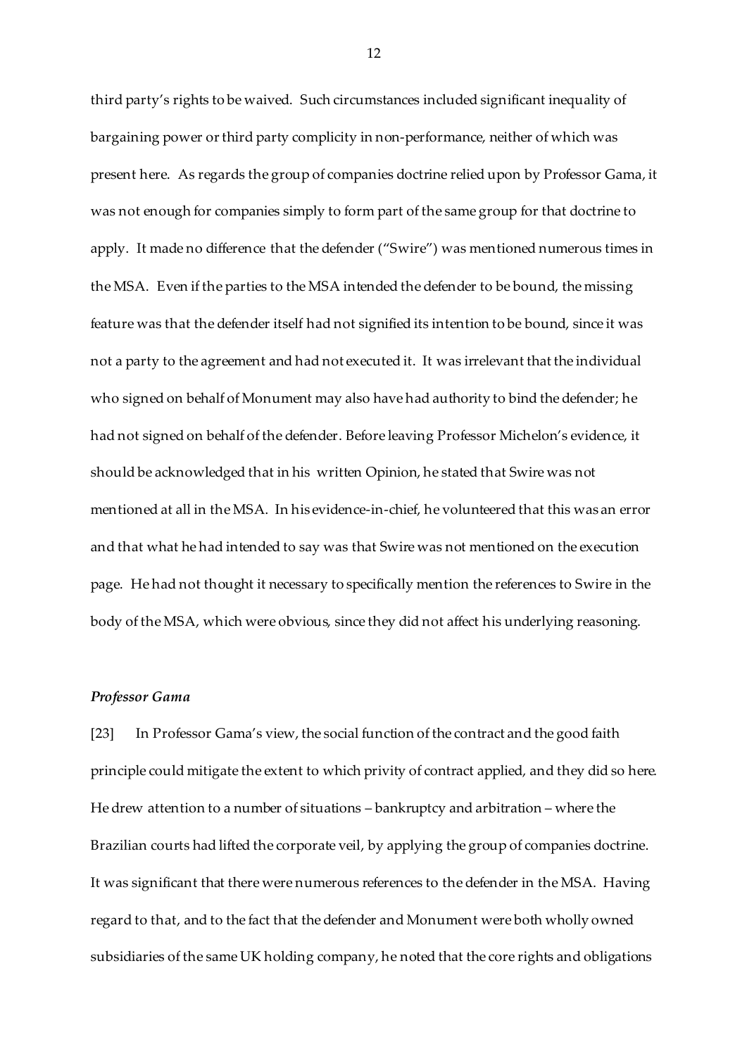third party's rights to be waived. Such circumstances included significant inequality of bargaining power or third party complicity in non-performance, neither of which was present here. As regards the group of companies doctrine relied upon by Professor Gama, it was not enough for companies simply to form part of the same group for that doctrine to apply. It made no difference that the defender ("Swire") was mentioned numerous times in the MSA. Even if the parties to the MSA intended the defender to be bound, the missing feature was that the defender itself had not signified its intention to be bound, since it was not a party to the agreement and had not executed it. It was irrelevant that the individual who signed on behalf of Monument may also have had authority to bind the defender; he had not signed on behalf of the defender. Before leaving Professor Michelon's evidence, it should be acknowledged that in his written Opinion, he stated that Swire was not mentioned at all in the MSA. In his evidence-in-chief, he volunteered that this was an error and that what he had intended to say was that Swire was not mentioned on the execution page. He had not thought it necessary to specifically mention the references to Swire in the body of the MSA, which were obvious, since they did not affect his underlying reasoning.

### *Professor Gama*

[23] In Professor Gama's view, the social function of the contract and the good faith principle could mitigate the extent to which privity of contract applied, and they did so here. He drew attention to a number of situations – bankruptcy and arbitration – where the Brazilian courts had lifted the corporate veil, by applying the group of companies doctrine. It was significant that there were numerous references to the defender in the MSA. Having regard to that, and to the fact that the defender and Monument were both wholly owned subsidiaries of the same UK holding company, he noted that the core rights and obligations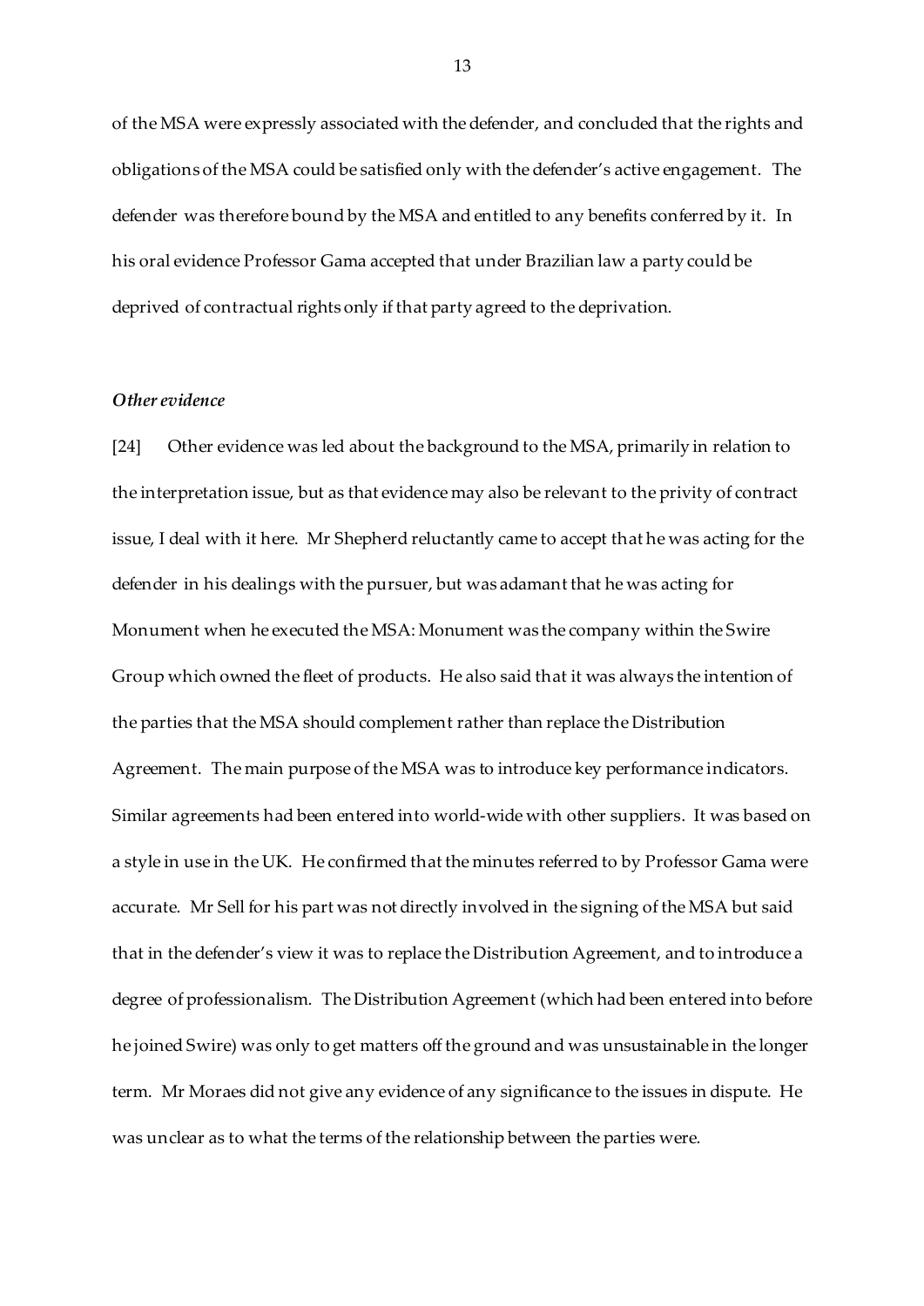of the MSA were expressly associated with the defender, and concluded that the rights and obligations of the MSA could be satisfied only with the defender's active engagement. The defender was therefore bound by the MSA and entitled to any benefits conferred by it. In his oral evidence Professor Gama accepted that under Brazilian law a party could be deprived of contractual rights only if that party agreed to the deprivation.

***Other evidence***

[24] Other evidence was led about the background to the MSA, primarily in relation to the interpretation issue, but as that evidence may also be relevant to the privity of contract issue, I deal with it here. Mr Shepherd reluctantly came to accept that he was acting for the defender in his dealings with the pursuer, but was adamant that he was acting for Monument when he executed the MSA: Monument was the company within the Swire Group which owned the fleet of products. He also said that it was always the intention of the parties that the MSA should complement rather than replace the Distribution Agreement. The main purpose of the MSA was to introduce key performance indicators. Similar agreements had been entered into world-wide with other suppliers. It was based on a style in use in the UK. He confirmed that the minutes referred to by Professor Gama were accurate. Mr Sell for his part was not directly involved in the signing of the MSA but said that in the defender's view it was to replace the Distribution Agreement, and to introduce a degree of professionalism. The Distribution Agreement (which had been entered into before he joined Swire) was only to get matters off the ground and was unsustainable in the longer term. Mr Moraes did not give any evidence of any significance to the issues in dispute. He was unclear as to what the terms of the relationship between the parties were.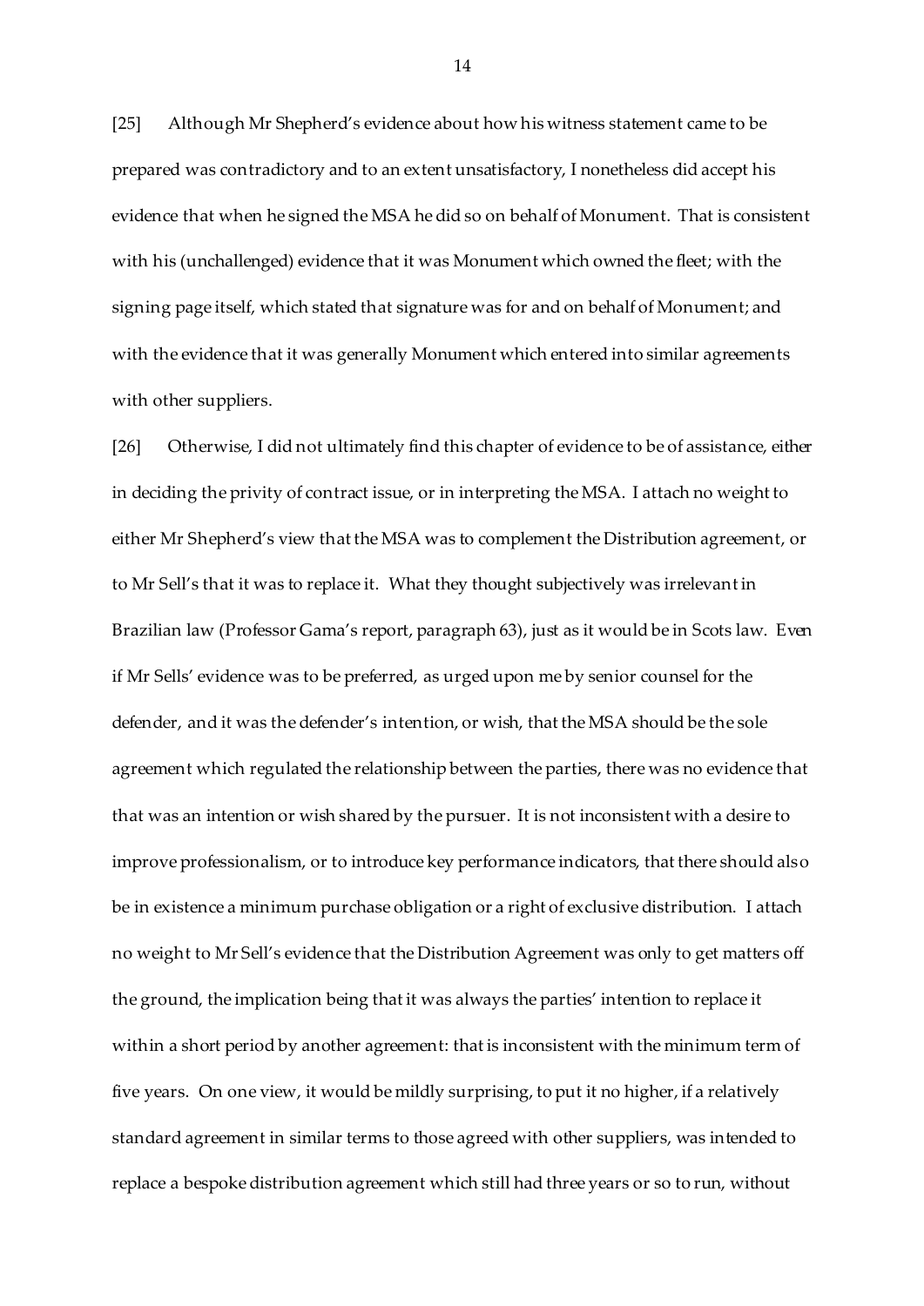[25] Although Mr Shepherd's evidence about how his witness statement came to be prepared was contradictory and to an extent unsatisfactory, I nonetheless did accept his evidence that when he signed the MSA he did so on behalf of Monument. That is consistent with his (unchallenged) evidence that it was Monument which owned the fleet; with the signing page itself, which stated that signature was for and on behalf of Monument; and with the evidence that it was generally Monument which entered into similar agreements with other suppliers.

[26] Otherwise, I did not ultimately find this chapter of evidence to be of assistance, either in deciding the privity of contract issue, or in interpreting the MSA. I attach no weight to either Mr Shepherd's view that the MSA was to complement the Distribution agreement, or to Mr Sell's that it was to replace it. What they thought subjectively was irrelevant in Brazilian law (Professor Gama's report, paragraph 63), just as it would be in Scots law. Even if Mr Sells' evidence was to be preferred, as urged upon me by senior counsel for the defender, and it was the defender's intention, or wish, that the MSA should be the sole agreement which regulated the relationship between the parties, there was no evidence that that was an intention or wish shared by the pursuer. It is not inconsistent with a desire to improve professionalism, or to introduce key performance indicators, that there should also be in existence a minimum purchase obligation or a right of exclusive distribution. I attach no weight to Mr Sell's evidence that the Distribution Agreement was only to get matters off the ground, the implication being that it was always the parties' intention to replace it within a short period by another agreement: that is inconsistent with the minimum term of five years. On one view, it would be mildly surprising, to put it no higher, if a relatively standard agreement in similar terms to those agreed with other suppliers, was intended to replace a bespoke distribution agreement which still had three years or so to run, without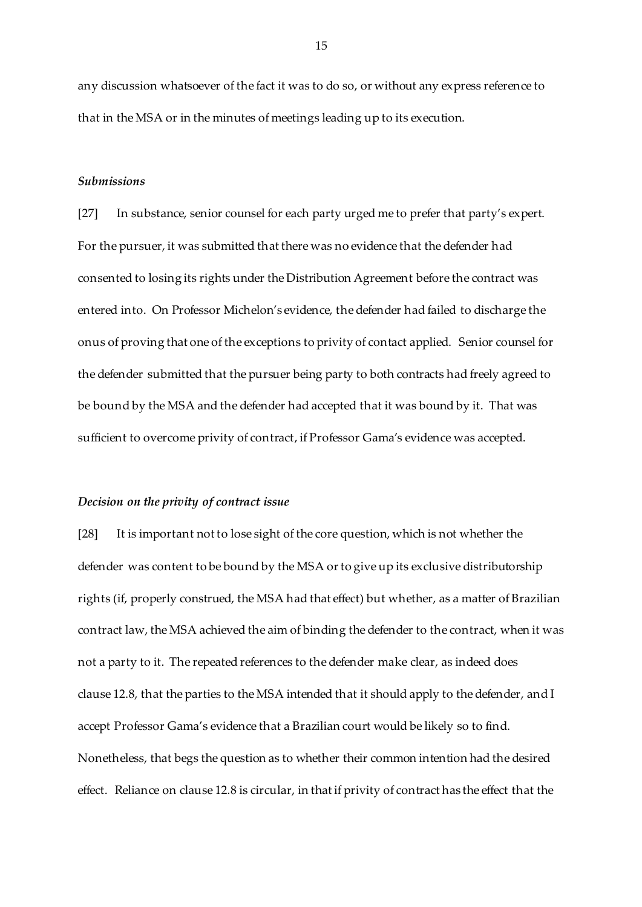any discussion whatsoever of the fact it was to do so, or without any express reference to that in the MSA or in the minutes of meetings leading up to its execution.

### *Submissions*

[27] In substance, senior counsel for each party urged me to prefer that party's expert. For the pursuer, it was submitted that there was no evidence that the defender had consented to losing its rights under the Distribution Agreement before the contract was entered into. On Professor Michelon's evidence, the defender had failed to discharge the onus of proving that one of the exceptions to privity of contact applied. Senior counsel for the defender submitted that the pursuer being party to both contracts had freely agreed to be bound by the MSA and the defender had accepted that it was bound by it. That was sufficient to overcome privity of contract, if Professor Gama's evidence was accepted.

### *Decision on the privity of contract issue*

[28] It is important not to lose sight of the core question, which is not whether the defender was content to be bound by the MSA or to give up its exclusive distributorship rights (if, properly construed, the MSA had that effect) but whether, as a matter of Brazilian contract law, the MSA achieved the aim of binding the defender to the contract, when it was not a party to it. The repeated references to the defender make clear, as indeed does clause 12.8, that the parties to the MSA intended that it should apply to the defender, and I accept Professor Gama's evidence that a Brazilian court would be likely so to find. Nonetheless, that begs the question as to whether their common intention had the desired effect. Reliance on clause 12.8 is circular, in that if privity of contract has the effect that the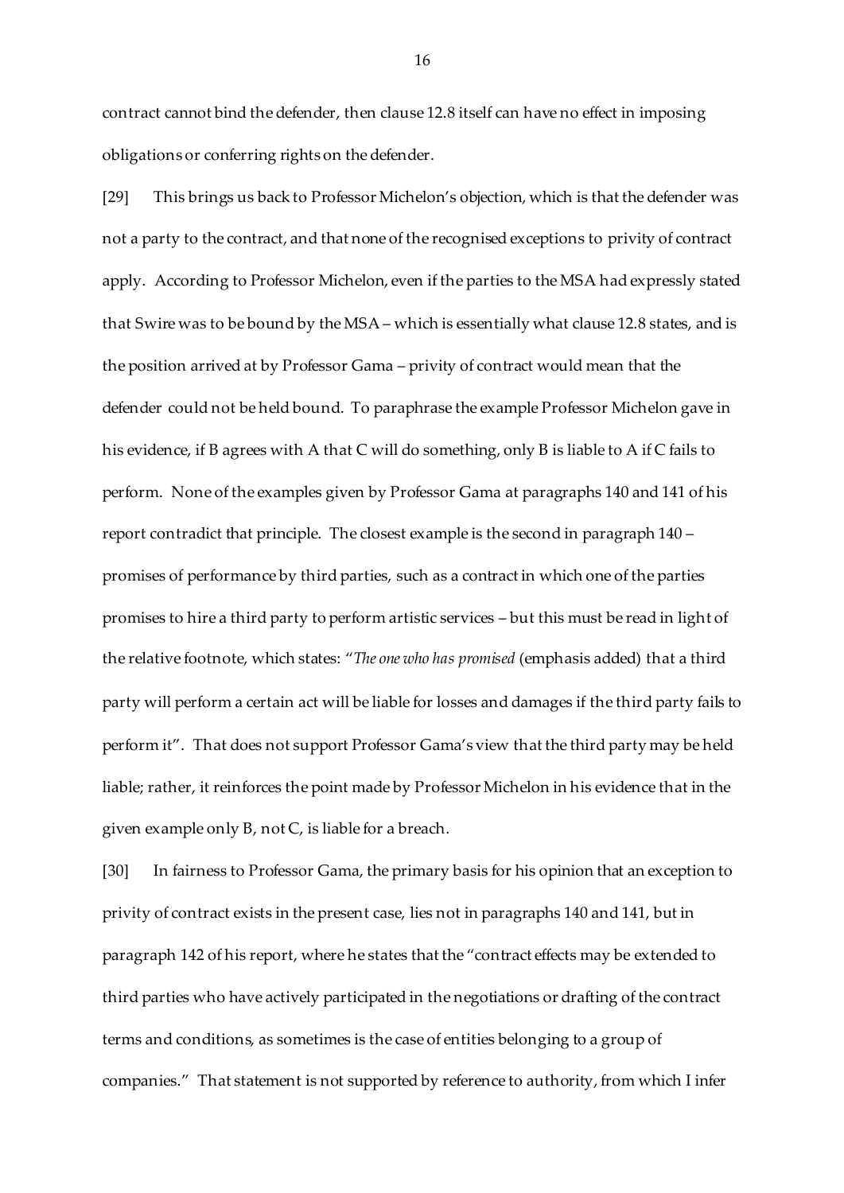contract cannot bind the defender, then clause 12.8 itself can have no effect in imposing obligations or conferring rights on the defender.

[29] This brings us back to Professor Michelon's objection, which is that the defender was not a party to the contract, and that none of the recognised exceptions to privity of contract apply. According to Professor Michelon, even if the parties to the MSA had expressly stated that Swire was to be bound by the MSA – which is essentially what clause 12.8 states, and is the position arrived at by Professor Gama – privity of contract would mean that the defender could not be held bound. To paraphrase the example Professor Michelon gave in his evidence, if B agrees with A that C will do something, only B is liable to A if C fails to perform. None of the examples given by Professor Gama at paragraphs 140 and 141 of his report contradict that principle. The closest example is the second in paragraph 140 – promises of performance by third parties, such as a contract in which one of the parties promises to hire a third party to perform artistic services – but this must be read in light of the relative footnote, which states: "*The one who has promised* (emphasis added) that a third party will perform a certain act will be liable for losses and damages if the third party fails to perform it". That does not support Professor Gama's view that the third party may be held liable; rather, it reinforces the point made by Professor Michelon in his evidence that in the given example only B, not C, is liable for a breach.

[30] In fairness to Professor Gama, the primary basis for his opinion that an exception to privity of contract exists in the present case, lies not in paragraphs 140 and 141, but in paragraph 142 of his report, where he states that the "contract effects may be extended to third parties who have actively participated in the negotiations or drafting of the contract terms and conditions, as sometimes is the case of entities belonging to a group of companies." That statement is not supported by reference to authority, from which I infer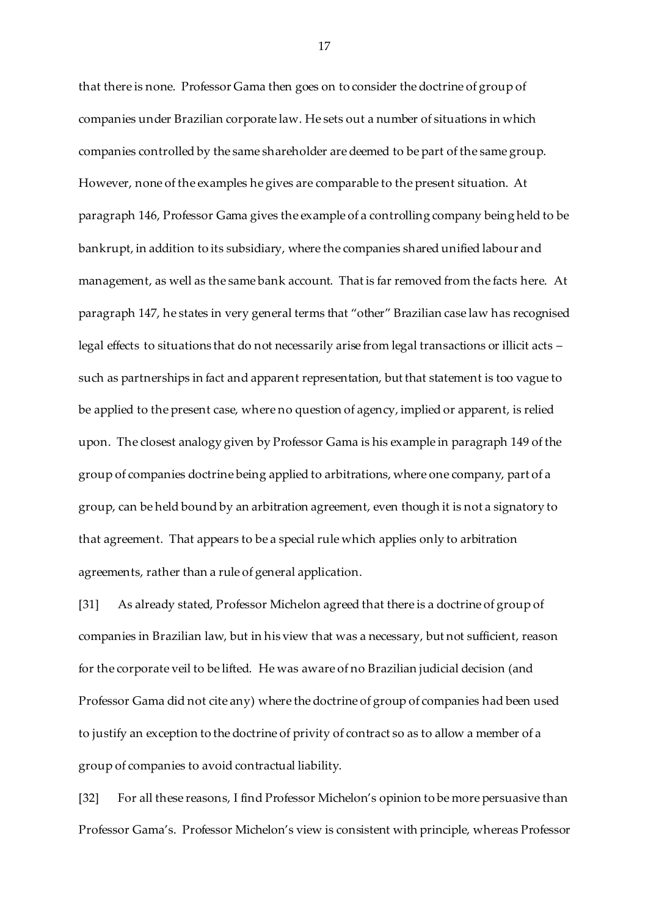that there is none. Professor Gama then goes on to consider the doctrine of group of companies under Brazilian corporate law. He sets out a number of situations in which companies controlled by the same shareholder are deemed to be part of the same group. However, none of the examples he gives are comparable to the present situation. At paragraph 146, Professor Gama gives the example of a controlling company being held to be bankrupt, in addition to its subsidiary, where the companies shared unified labour and management, as well as the same bank account. That is far removed from the facts here. At paragraph 147, he states in very general terms that "other" Brazilian case law has recognised legal effects to situations that do not necessarily arise from legal transactions or illicit acts – such as partnerships in fact and apparent representation, but that statement is too vague to be applied to the present case, where no question of agency, implied or apparent, is relied upon. The closest analogy given by Professor Gama is his example in paragraph 149 of the group of companies doctrine being applied to arbitrations, where one company, part of a group, can be held bound by an arbitration agreement, even though it is not a signatory to that agreement. That appears to be a special rule which applies only to arbitration agreements, rather than a rule of general application.

[31] As already stated, Professor Michelon agreed that there is a doctrine of group of companies in Brazilian law, but in his view that was a necessary, but not sufficient, reason for the corporate veil to be lifted. He was aware of no Brazilian judicial decision (and Professor Gama did not cite any) where the doctrine of group of companies had been used to justify an exception to the doctrine of privity of contract so as to allow a member of a group of companies to avoid contractual liability.

[32] For all these reasons, I find Professor Michelon's opinion to be more persuasive than Professor Gama's. Professor Michelon's view is consistent with principle, whereas Professor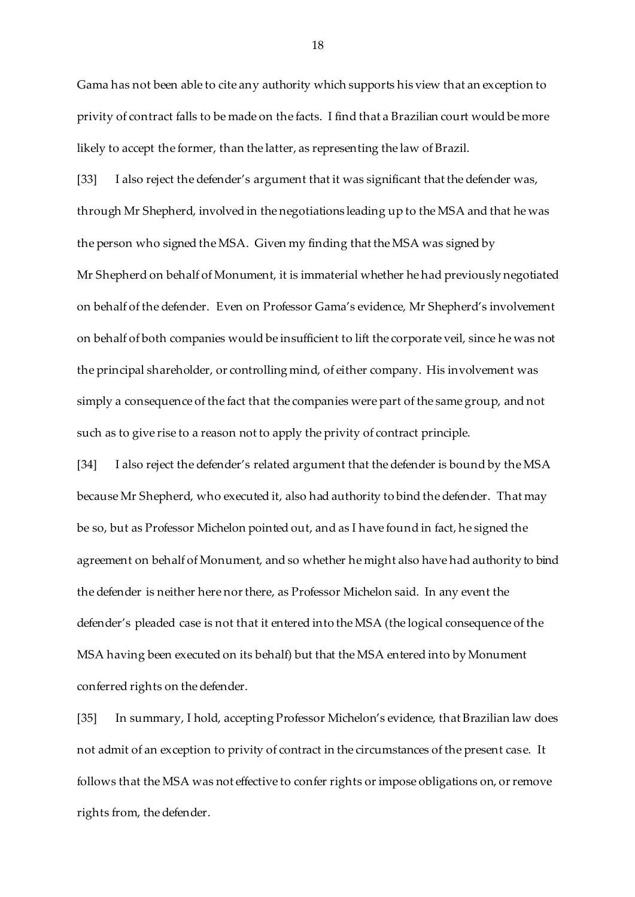Gama has not been able to cite any authority which supports his view that an exception to privity of contract falls to be made on the facts. I find that a Brazilian court would be more likely to accept the former, than the latter, as representing the law of Brazil.

[33] I also reject the defender's argument that it was significant that the defender was, through Mr Shepherd, involved in the negotiations leading up to the MSA and that he was the person who signed the MSA. Given my finding that the MSA was signed by Mr Shepherd on behalf of Monument, it is immaterial whether he had previously negotiated on behalf of the defender. Even on Professor Gama's evidence, Mr Shepherd's involvement on behalf of both companies would be insufficient to lift the corporate veil, since he was not the principal shareholder, or controlling mind, of either company. His involvement was simply a consequence of the fact that the companies were part of the same group, and not such as to give rise to a reason not to apply the privity of contract principle.

[34] I also reject the defender's related argument that the defender is bound by the MSA because Mr Shepherd, who executed it, also had authority to bind the defender. That may be so, but as Professor Michelon pointed out, and as I have found in fact, he signed the agreement on behalf of Monument, and so whether he might also have had authority to bind the defender is neither here nor there, as Professor Michelon said. In any event the defender's pleaded case is not that it entered into the MSA (the logical consequence of the MSA having been executed on its behalf) but that the MSA entered into by Monument conferred rights on the defender.

[35] In summary, I hold, accepting Professor Michelon's evidence, that Brazilian law does not admit of an exception to privity of contract in the circumstances of the present case. It follows that the MSA was not effective to confer rights or impose obligations on, or remove rights from, the defender.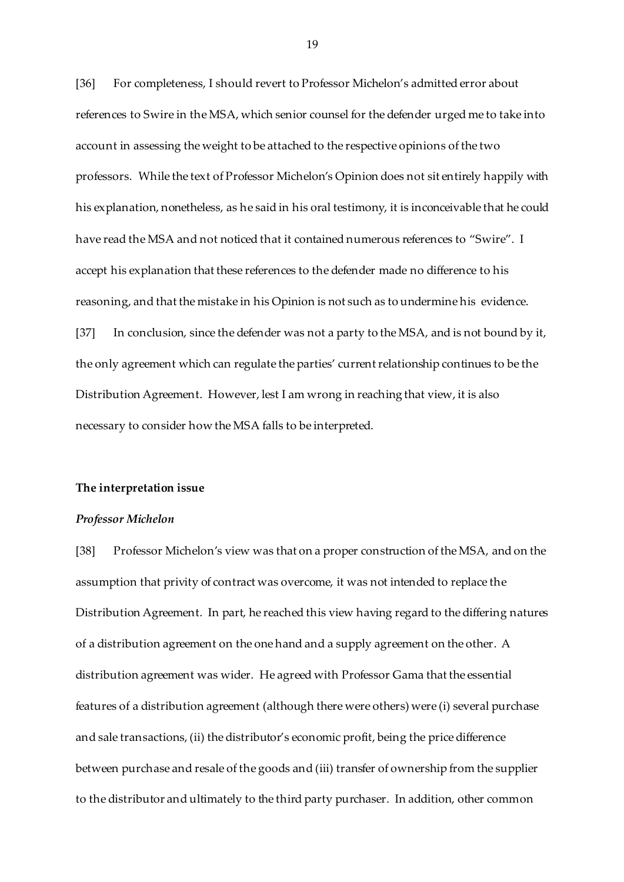[36] For completeness, I should revert to Professor Michelon's admitted error about references to Swire in the MSA, which senior counsel for the defender urged me to take into account in assessing the weight to be attached to the respective opinions of the two professors. While the text of Professor Michelon's Opinion does not sit entirely happily with his explanation, nonetheless, as he said in his oral testimony, it is inconceivable that he could have read the MSA and not noticed that it contained numerous references to "Swire". I accept his explanation that these references to the defender made no difference to his reasoning, and that the mistake in his Opinion is not such as to undermine his evidence.

[37] In conclusion, since the defender was not a party to the MSA, and is not bound by it, the only agreement which can regulate the parties' current relationship continues to be the Distribution Agreement. However, lest I am wrong in reaching that view, it is also necessary to consider how the MSA falls to be interpreted.

**The interpretation issue**

***Professor Michelon***

[38] Professor Michelon's view was that on a proper construction of the MSA, and on the assumption that privity of contract was overcome, it was not intended to replace the Distribution Agreement. In part, he reached this view having regard to the differing natures of a distribution agreement on the one hand and a supply agreement on the other. A distribution agreement was wider. He agreed with Professor Gama that the essential features of a distribution agreement (although there were others) were (i) several purchase and sale transactions, (ii) the distributor's economic profit, being the price difference between purchase and resale of the goods and (iii) transfer of ownership from the supplier to the distributor and ultimately to the third party purchaser. In addition, other common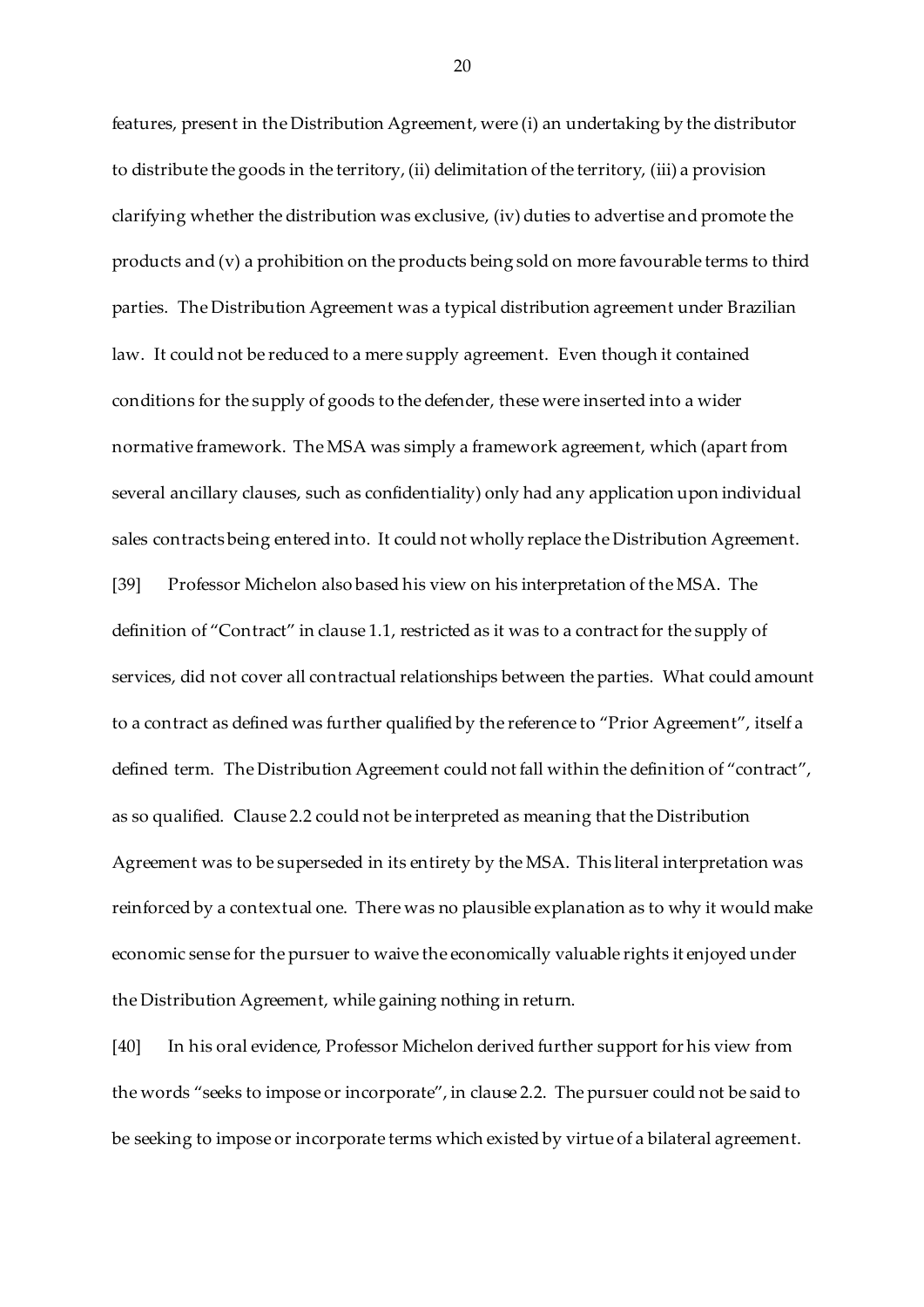features, present in the Distribution Agreement, were (i) an undertaking by the distributor to distribute the goods in the territory, (ii) delimitation of the territory, (iii) a provision clarifying whether the distribution was exclusive, (iv) duties to advertise and promote the products and (v) a prohibition on the products being sold on more favourable terms to third parties. The Distribution Agreement was a typical distribution agreement under Brazilian law. It could not be reduced to a mere supply agreement. Even though it contained conditions for the supply of goods to the defender, these were inserted into a wider normative framework. The MSA was simply a framework agreement, which (apart from several ancillary clauses, such as confidentiality) only had any application upon individual sales contracts being entered into. It could not wholly replace the Distribution Agreement.

[39] Professor Michelon also based his view on his interpretation of the MSA. The definition of "Contract" in clause 1.1, restricted as it was to a contract for the supply of services, did not cover all contractual relationships between the parties. What could amount to a contract as defined was further qualified by the reference to "Prior Agreement", itself a defined term. The Distribution Agreement could not fall within the definition of "contract", as so qualified. Clause 2.2 could not be interpreted as meaning that the Distribution Agreement was to be superseded in its entirety by the MSA. This literal interpretation was reinforced by a contextual one. There was no plausible explanation as to why it would make economic sense for the pursuer to waive the economically valuable rights it enjoyed under the Distribution Agreement, while gaining nothing in return.

[40] In his oral evidence, Professor Michelon derived further support for his view from the words "seeks to impose or incorporate", in clause 2.2. The pursuer could not be said to be seeking to impose or incorporate terms which existed by virtue of a bilateral agreement.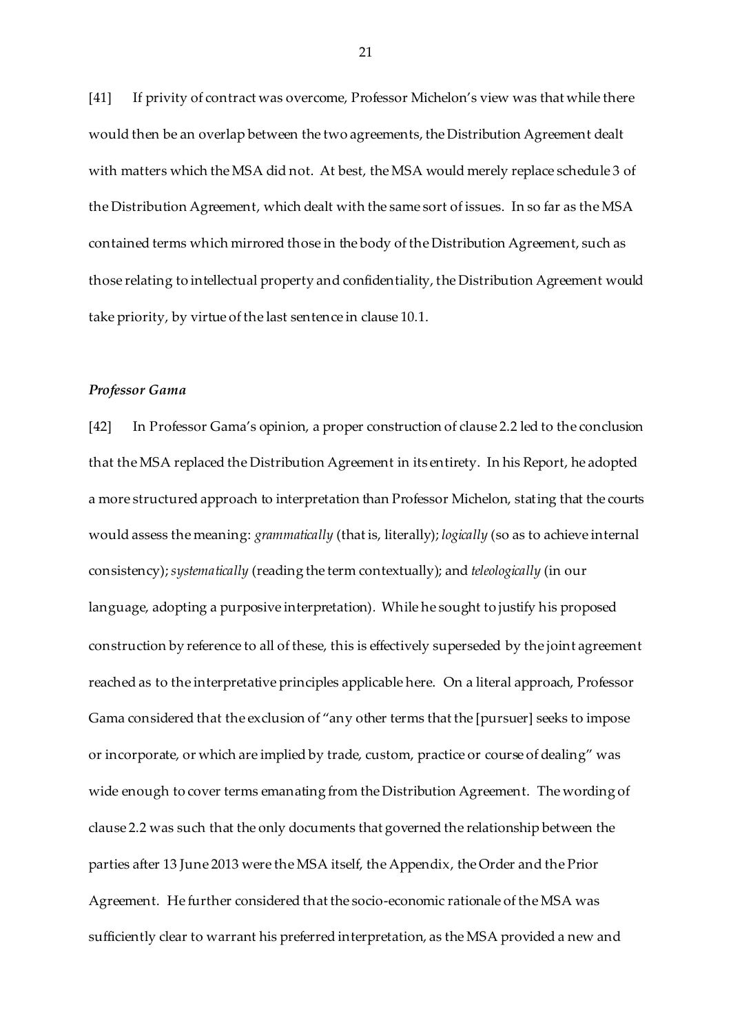[41] If privity of contract was overcome, Professor Michelon's view was that while there would then be an overlap between the two agreements, the Distribution Agreement dealt with matters which the MSA did not. At best, the MSA would merely replace schedule 3 of the Distribution Agreement, which dealt with the same sort of issues. In so far as the MSA contained terms which mirrored those in the body of the Distribution Agreement, such as those relating to intellectual property and confidentiality, the Distribution Agreement would take priority, by virtue of the last sentence in clause 10.1.

### *Professor Gama*

[42] In Professor Gama's opinion, a proper construction of clause 2.2 led to the conclusion that the MSA replaced the Distribution Agreement in its entirety. In his Report, he adopted a more structured approach to interpretation than Professor Michelon, stating that the courts would assess the meaning: *grammatically* (that is, literally); *logically* (so as to achieve internal consistency); *systematically* (reading the term contextually); and *teleologically* (in our language, adopting a purposive interpretation). While he sought to justify his proposed construction by reference to all of these, this is effectively superseded by the joint agreement reached as to the interpretative principles applicable here. On a literal approach, Professor Gama considered that the exclusion of "any other terms that the [pursuer] seeks to impose or incorporate, or which are implied by trade, custom, practice or course of dealing" was wide enough to cover terms emanating from the Distribution Agreement. The wording of clause 2.2 was such that the only documents that governed the relationship between the parties after 13 June 2013 were the MSA itself, the Appendix, the Order and the Prior Agreement. He further considered that the socio-economic rationale of the MSA was sufficiently clear to warrant his preferred interpretation, as the MSA provided a new and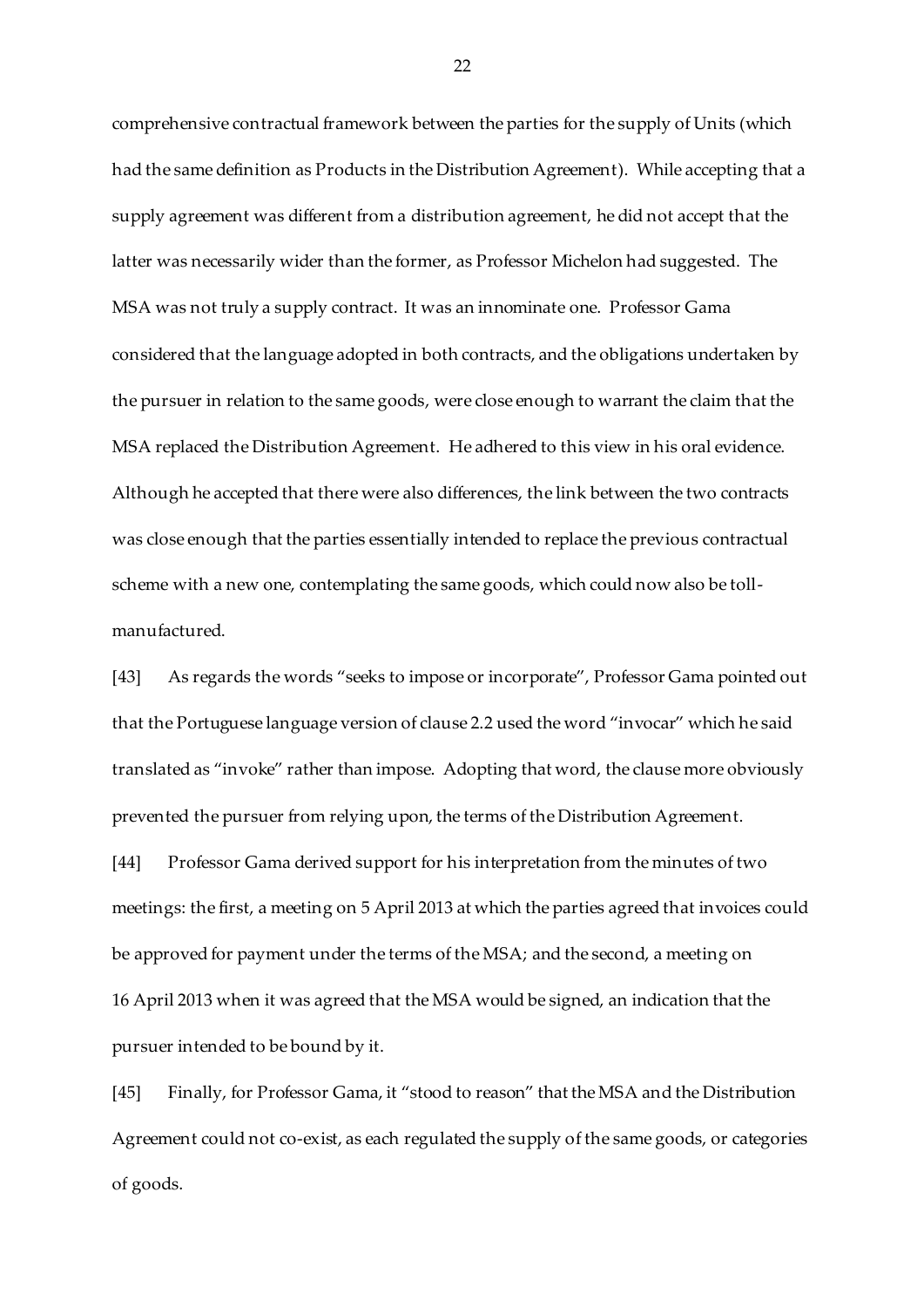comprehensive contractual framework between the parties for the supply of Units (which had the same definition as Products in the Distribution Agreement). While accepting that a supply agreement was different from a distribution agreement, he did not accept that the latter was necessarily wider than the former, as Professor Michelon had suggested. The MSA was not truly a supply contract. It was an innominate one. Professor Gama considered that the language adopted in both contracts, and the obligations undertaken by the pursuer in relation to the same goods, were close enough to warrant the claim that the MSA replaced the Distribution Agreement. He adhered to this view in his oral evidence. Although he accepted that there were also differences, the link between the two contracts was close enough that the parties essentially intended to replace the previous contractual scheme with a new one, contemplating the same goods, which could now also be toll-manufactured.

[43] As regards the words "seeks to impose or incorporate", Professor Gama pointed out that the Portuguese language version of clause 2.2 used the word "invocar" which he said translated as "invoke" rather than impose. Adopting that word, the clause more obviously prevented the pursuer from relying upon, the terms of the Distribution Agreement.

[44] Professor Gama derived support for his interpretation from the minutes of two meetings: the first, a meeting on 5 April 2013 at which the parties agreed that invoices could be approved for payment under the terms of the MSA; and the second, a meeting on 16 April 2013 when it was agreed that the MSA would be signed, an indication that the pursuer intended to be bound by it.

[45] Finally, for Professor Gama, it "stood to reason" that the MSA and the Distribution Agreement could not co-exist, as each regulated the supply of the same goods, or categories of goods.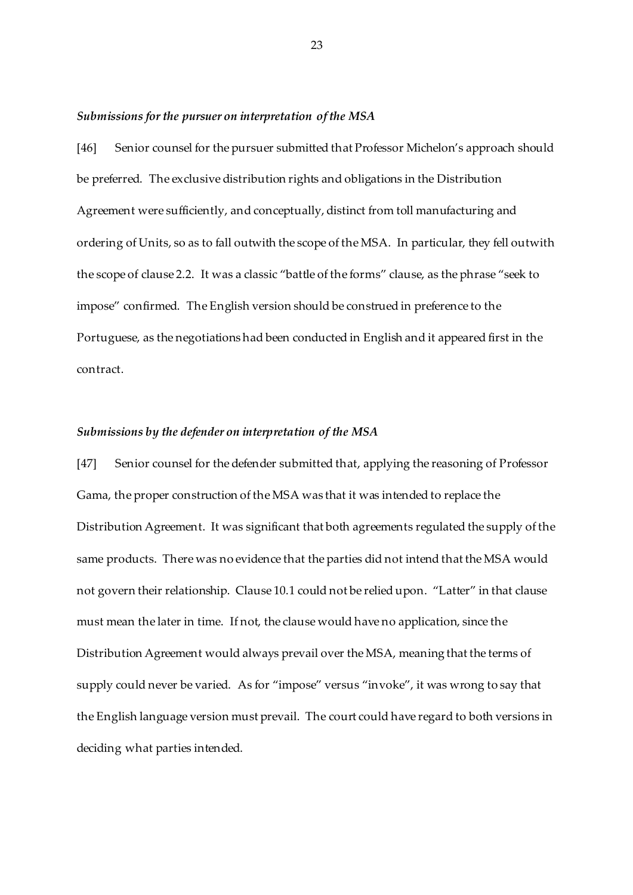### *Submissions for the pursuer on interpretation of the MSA*

[46] Senior counsel for the pursuer submitted that Professor Michelon's approach should be preferred. The exclusive distribution rights and obligations in the Distribution Agreement were sufficiently, and conceptually, distinct from toll manufacturing and ordering of Units, so as to fall outwith the scope of the MSA. In particular, they fell outwith the scope of clause 2.2. It was a classic "battle of the forms" clause, as the phrase "seek to impose" confirmed. The English version should be construed in preference to the Portuguese, as the negotiations had been conducted in English and it appeared first in the contract.

### *Submissions by the defender on interpretation of the MSA*

[47] Senior counsel for the defender submitted that, applying the reasoning of Professor Gama, the proper construction of the MSA was that it was intended to replace the Distribution Agreement. It was significant that both agreements regulated the supply of the same products. There was no evidence that the parties did not intend that the MSA would not govern their relationship. Clause 10.1 could not be relied upon. "Latter" in that clause must mean the later in time. If not, the clause would have no application, since the Distribution Agreement would always prevail over the MSA, meaning that the terms of supply could never be varied. As for "impose" versus "invoke", it was wrong to say that the English language version must prevail. The court could have regard to both versions in deciding what parties intended.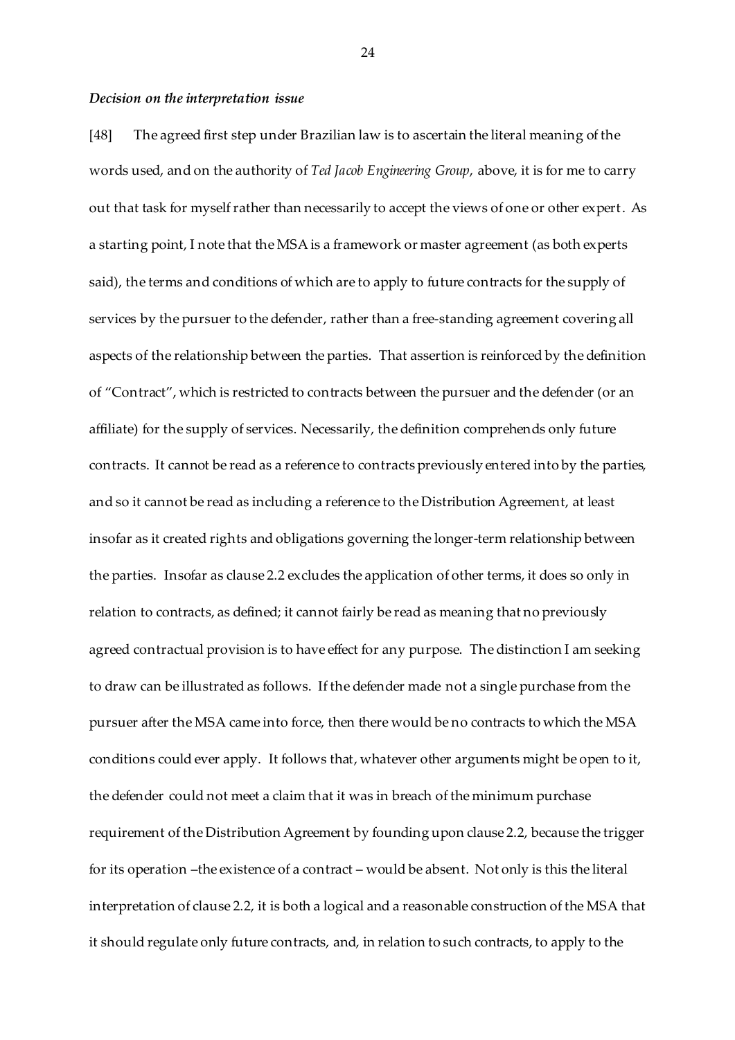***Decision on the interpretation issue***

[48] The agreed first step under Brazilian law is to ascertain the literal meaning of the words used, and on the authority of *Ted Jacob Engineering Group*, above, it is for me to carry out that task for myself rather than necessarily to accept the views of one or other expert. As a starting point, I note that the MSA is a framework or master agreement (as both experts said), the terms and conditions of which are to apply to future contracts for the supply of services by the pursuer to the defender, rather than a free-standing agreement covering all aspects of the relationship between the parties. That assertion is reinforced by the definition of "Contract", which is restricted to contracts between the pursuer and the defender (or an affiliate) for the supply of services. Necessarily, the definition comprehends only future contracts. It cannot be read as a reference to contracts previously entered into by the parties, and so it cannot be read as including a reference to the Distribution Agreement, at least insofar as it created rights and obligations governing the longer-term relationship between the parties. Insofar as clause 2.2 excludes the application of other terms, it does so only in relation to contracts, as defined; it cannot fairly be read as meaning that no previously agreed contractual provision is to have effect for any purpose. The distinction I am seeking to draw can be illustrated as follows. If the defender made not a single purchase from the pursuer after the MSA came into force, then there would be no contracts to which the MSA conditions could ever apply. It follows that, whatever other arguments might be open to it, the defender could not meet a claim that it was in breach of the minimum purchase requirement of the Distribution Agreement by founding upon clause 2.2, because the trigger for its operation –the existence of a contract – would be absent. Not only is this the literal interpretation of clause 2.2, it is both a logical and a reasonable construction of the MSA that it should regulate only future contracts, and, in relation to such contracts, to apply to the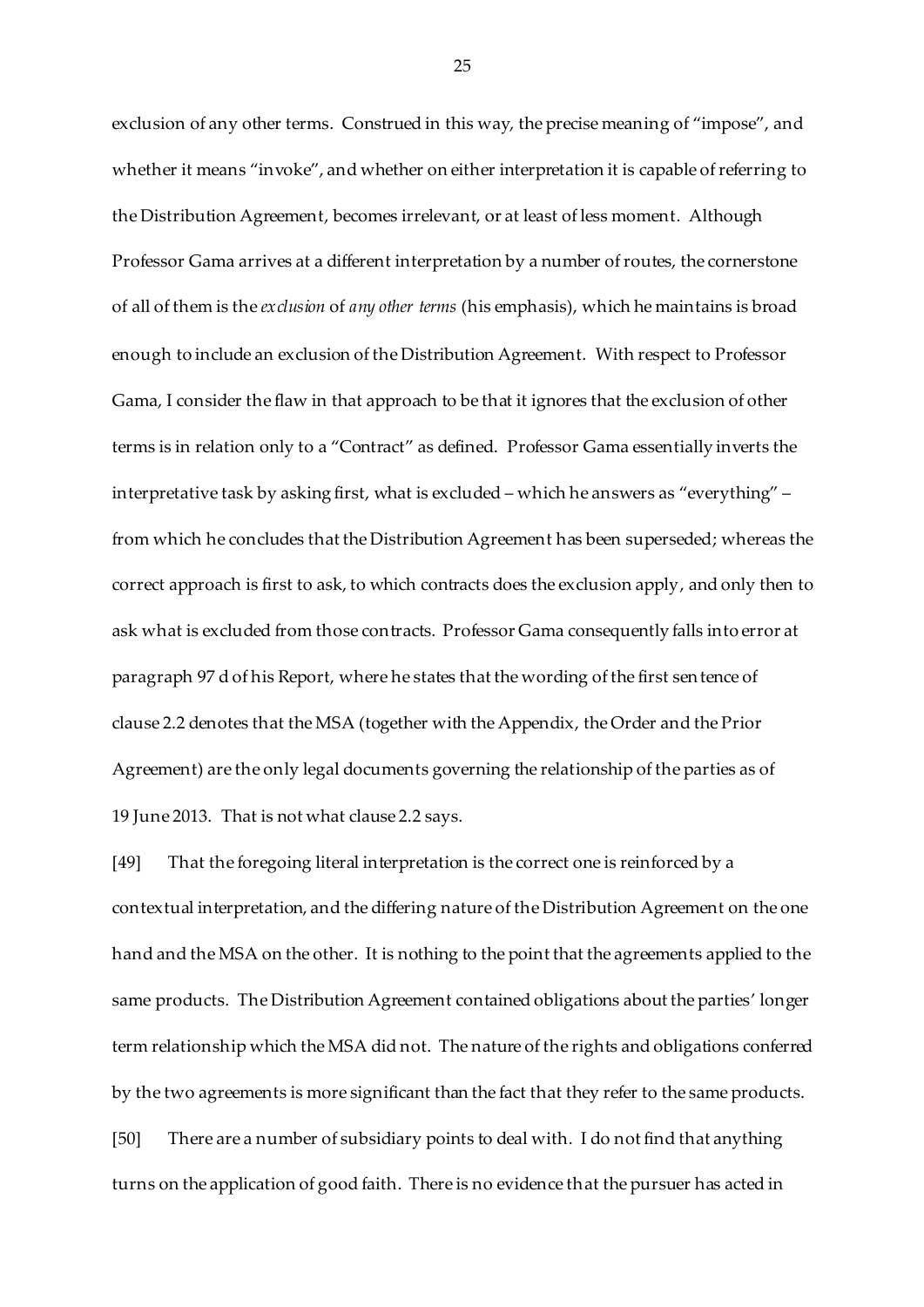exclusion of any other terms. Construed in this way, the precise meaning of "impose", and whether it means "invoke", and whether on either interpretation it is capable of referring to the Distribution Agreement, becomes irrelevant, or at least of less moment. Although Professor Gama arrives at a different interpretation by a number of routes, the cornerstone of all of them is the *exclusion* of *any other terms* (his emphasis), which he maintains is broad enough to include an exclusion of the Distribution Agreement. With respect to Professor Gama, I consider the flaw in that approach to be that it ignores that the exclusion of other terms is in relation only to a "Contract" as defined. Professor Gama essentially inverts the interpretative task by asking first, what is excluded – which he answers as "everything" – from which he concludes that the Distribution Agreement has been superseded; whereas the correct approach is first to ask, to which contracts does the exclusion apply, and only then to ask what is excluded from those contracts. Professor Gama consequently falls into error at paragraph 97 d of his Report, where he states that the wording of the first sentence of clause 2.2 denotes that the MSA (together with the Appendix, the Order and the Prior Agreement) are the only legal documents governing the relationship of the parties as of 19 June 2013. That is not what clause 2.2 says.

[49] That the foregoing literal interpretation is the correct one is reinforced by a contextual interpretation, and the differing nature of the Distribution Agreement on the one hand and the MSA on the other. It is nothing to the point that the agreements applied to the same products. The Distribution Agreement contained obligations about the parties' longer term relationship which the MSA did not. The nature of the rights and obligations conferred by the two agreements is more significant than the fact that they refer to the same products.

[50] There are a number of subsidiary points to deal with. I do not find that anything turns on the application of good faith. There is no evidence that the pursuer has acted in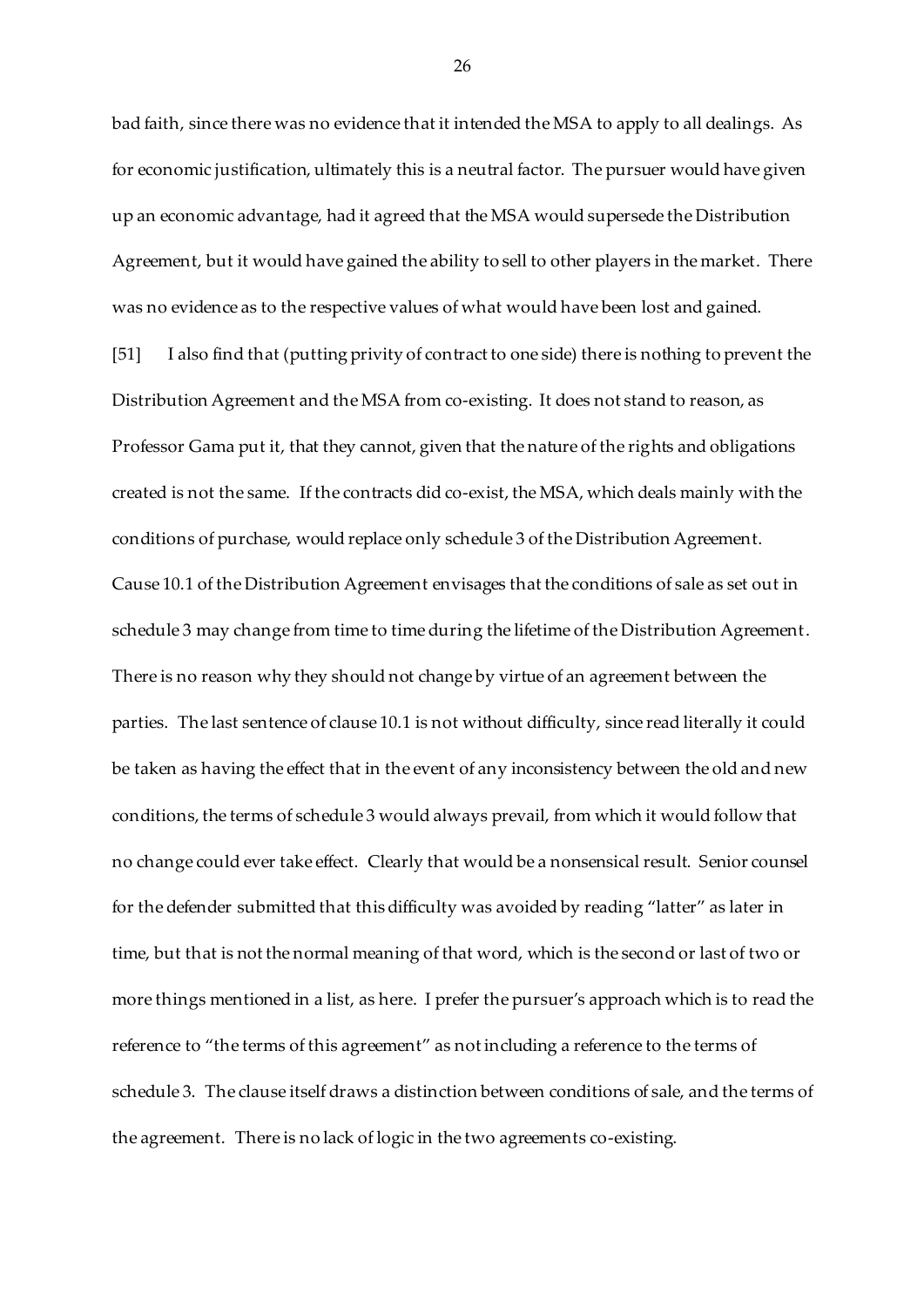bad faith, since there was no evidence that it intended the MSA to apply to all dealings. As for economic justification, ultimately this is a neutral factor. The pursuer would have given up an economic advantage, had it agreed that the MSA would supersede the Distribution Agreement, but it would have gained the ability to sell to other players in the market. There was no evidence as to the respective values of what would have been lost and gained.

[51] I also find that (putting privity of contract to one side) there is nothing to prevent the Distribution Agreement and the MSA from co-existing. It does not stand to reason, as Professor Gama put it, that they cannot, given that the nature of the rights and obligations created is not the same. If the contracts did co-exist, the MSA, which deals mainly with the conditions of purchase, would replace only schedule 3 of the Distribution Agreement. Cause 10.1 of the Distribution Agreement envisages that the conditions of sale as set out in schedule 3 may change from time to time during the lifetime of the Distribution Agreement. There is no reason why they should not change by virtue of an agreement between the parties. The last sentence of clause 10.1 is not without difficulty, since read literally it could be taken as having the effect that in the event of any inconsistency between the old and new conditions, the terms of schedule 3 would always prevail, from which it would follow that no change could ever take effect. Clearly that would be a nonsensical result. Senior counsel for the defender submitted that this difficulty was avoided by reading "latter" as later in time, but that is not the normal meaning of that word, which is the second or last of two or more things mentioned in a list, as here. I prefer the pursuer's approach which is to read the reference to "the terms of this agreement" as not including a reference to the terms of schedule 3. The clause itself draws a distinction between conditions of sale, and the terms of the agreement. There is no lack of logic in the two agreements co-existing.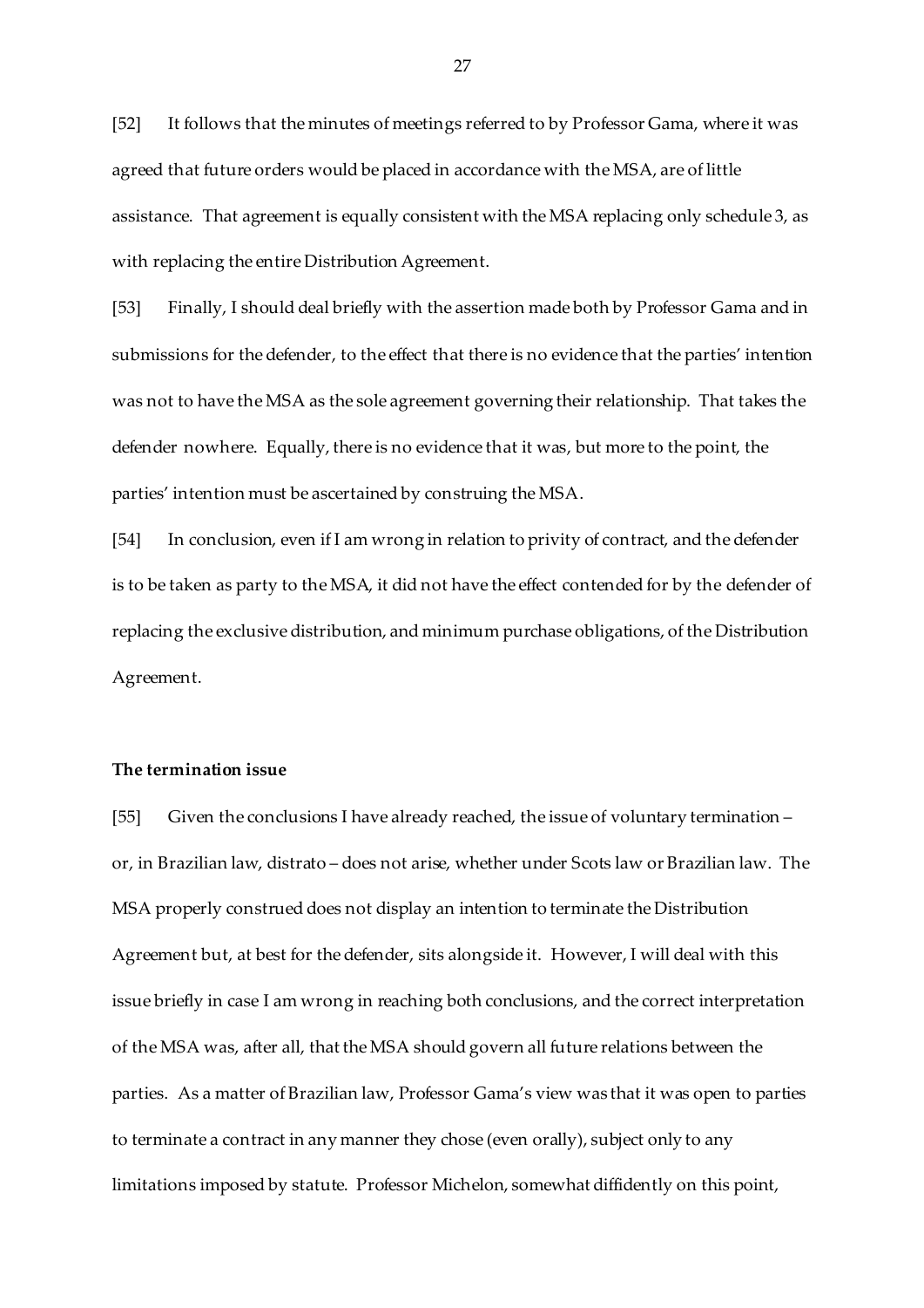[52] It follows that the minutes of meetings referred to by Professor Gama, where it was agreed that future orders would be placed in accordance with the MSA, are of little assistance. That agreement is equally consistent with the MSA replacing only schedule 3, as with replacing the entire Distribution Agreement.

[53] Finally, I should deal briefly with the assertion made both by Professor Gama and in submissions for the defender, to the effect that there is no evidence that the parties' intention was not to have the MSA as the sole agreement governing their relationship. That takes the defender nowhere. Equally, there is no evidence that it was, but more to the point, the parties' intention must be ascertained by construing the MSA.

[54] In conclusion, even if I am wrong in relation to privity of contract, and the defender is to be taken as party to the MSA, it did not have the effect contended for by the defender of replacing the exclusive distribution, and minimum purchase obligations, of the Distribution Agreement.

**The termination issue**

[55] Given the conclusions I have already reached, the issue of voluntary termination – or, in Brazilian law, distrato – does not arise, whether under Scots law or Brazilian law. The MSA properly construed does not display an intention to terminate the Distribution Agreement but, at best for the defender, sits alongside it. However, I will deal with this issue briefly in case I am wrong in reaching both conclusions, and the correct interpretation of the MSA was, after all, that the MSA should govern all future relations between the parties. As a matter of Brazilian law, Professor Gama's view was that it was open to parties to terminate a contract in any manner they chose (even orally), subject only to any limitations imposed by statute. Professor Michelon, somewhat diffidently on this point,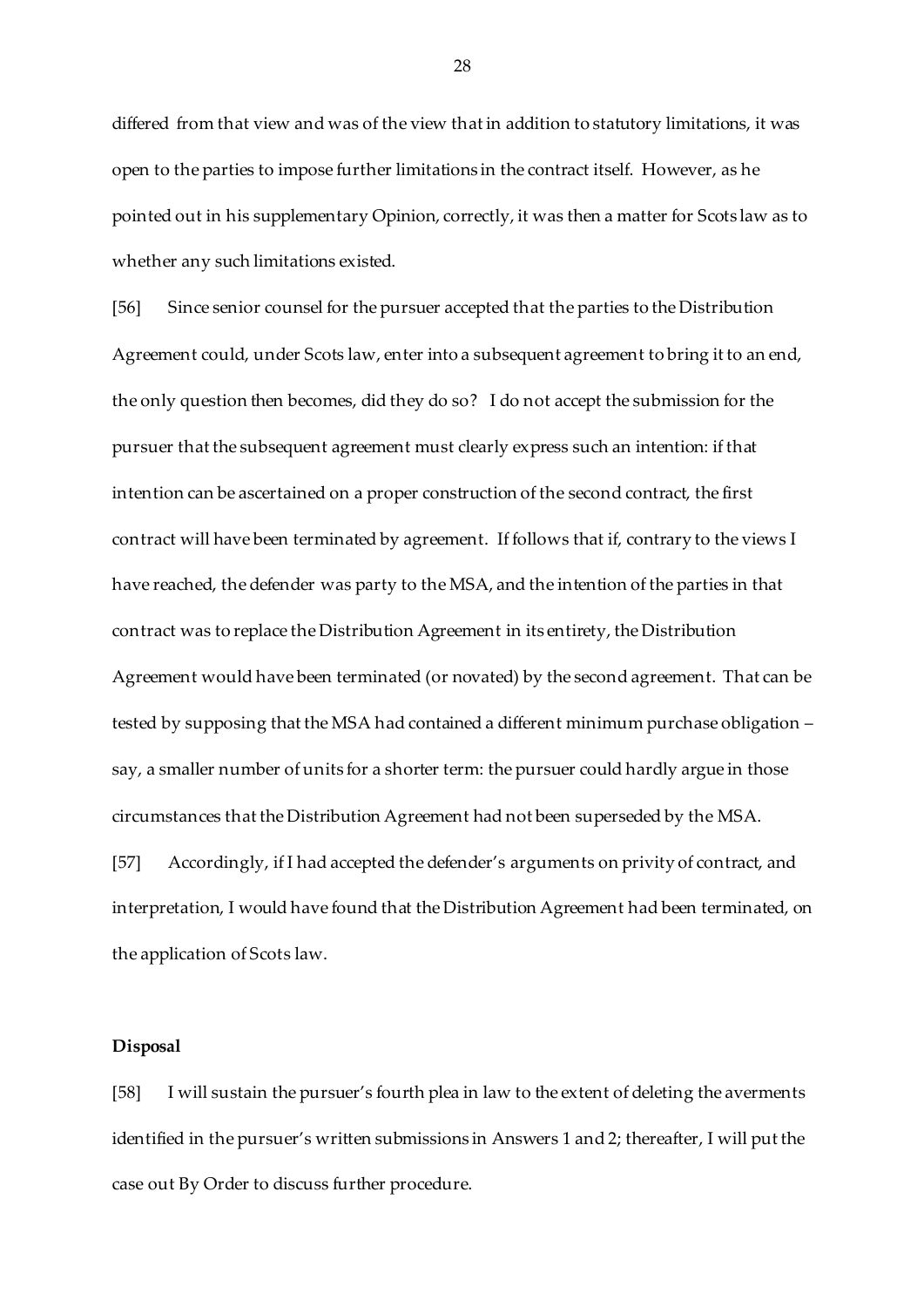differed from that view and was of the view that in addition to statutory limitations, it was open to the parties to impose further limitations in the contract itself. However, as he pointed out in his supplementary Opinion, correctly, it was then a matter for Scots law as to whether any such limitations existed.

[56] Since senior counsel for the pursuer accepted that the parties to the Distribution Agreement could, under Scots law, enter into a subsequent agreement to bring it to an end, the only question then becomes, did they do so? I do not accept the submission for the pursuer that the subsequent agreement must clearly express such an intention: if that intention can be ascertained on a proper construction of the second contract, the first contract will have been terminated by agreement. If follows that if, contrary to the views I have reached, the defender was party to the MSA, and the intention of the parties in that contract was to replace the Distribution Agreement in its entirety, the Distribution Agreement would have been terminated (or novated) by the second agreement. That can be tested by supposing that the MSA had contained a different minimum purchase obligation – say, a smaller number of units for a shorter term: the pursuer could hardly argue in those circumstances that the Distribution Agreement had not been superseded by the MSA.

[57] Accordingly, if I had accepted the defender's arguments on privity of contract, and interpretation, I would have found that the Distribution Agreement had been terminated, on the application of Scots law.

**Disposal**

[58] I will sustain the pursuer's fourth plea in law to the extent of deleting the averments identified in the pursuer's written submissions in Answers 1 and 2; thereafter, I will put the case out By Order to discuss further procedure.